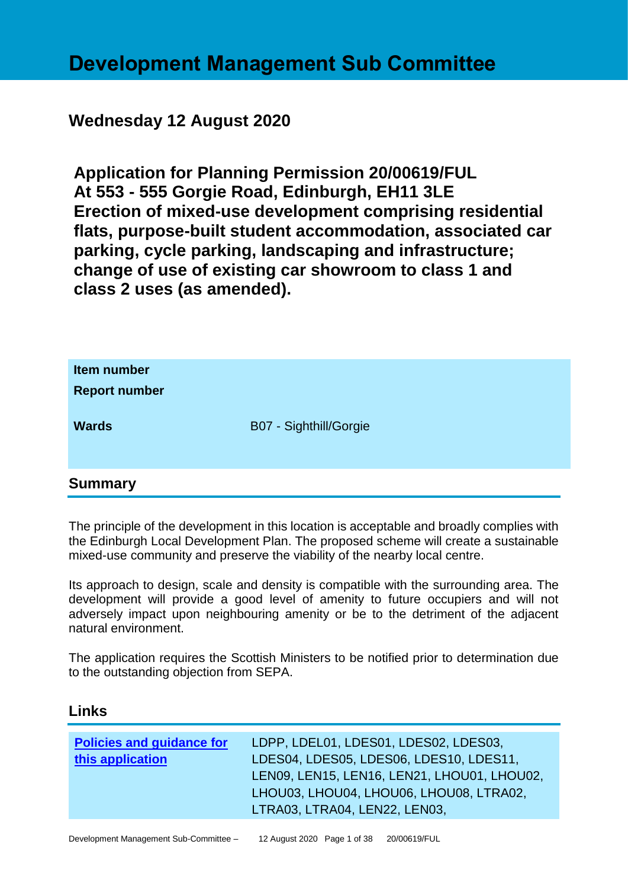# Development Management Sub Committee

## Wednesday 12 August 2020

**Application for Planning Permission 20/00619/FUL**
**At 553 - 555 Gorgie Road, Edinburgh, EH11 3LE**
**Erection of mixed-use development comprising residential flats, purpose-built student accommodation, associated car parking, cycle parking, landscaping and infrastructure; change of use of existing car showroom to class 1 and class 2 uses (as amended).**

| | |
|---|---|
| **Item number** | |
| **Report number** | |
| **Wards** | B07 - Sighthill/Gorgie |

## Summary

The principle of the development in this location is acceptable and broadly complies with the Edinburgh Local Development Plan. The proposed scheme will create a sustainable mixed-use community and preserve the viability of the nearby local centre.

Its approach to design, scale and density is compatible with the surrounding area. The development will provide a good level of amenity to future occupiers and will not adversely impact upon neighbouring amenity or be to the detriment of the adjacent natural environment.

The application requires the Scottish Ministers to be notified prior to determination due to the outstanding objection from SEPA.

## Links

| | |
|---|---|
| **Policies and guidance for this application** | LDPP, LDEL01, LDES01, LDES02, LDES03, LDES04, LDES05, LDES06, LDES10, LDES11, LEN09, LEN15, LEN16, LEN21, LHOU01, LHOU02, LHOU03, LHOU04, LHOU06, LHOU08, LTRA02, LTRA03, LTRA04, LEN22, LEN03, |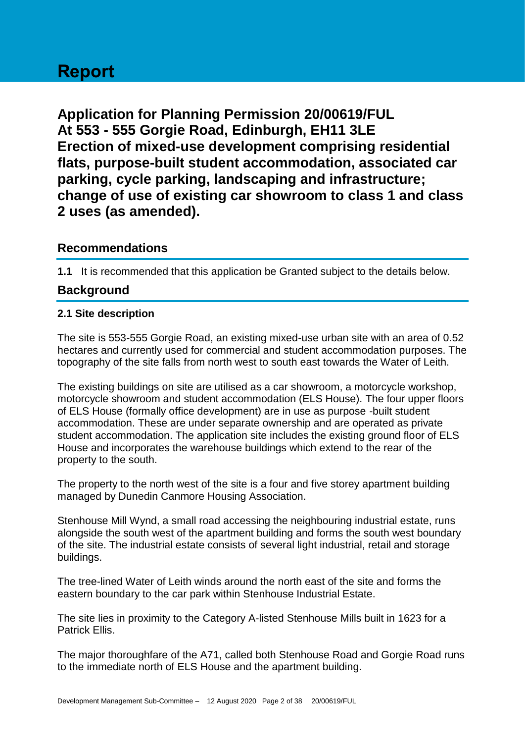# Report

## Application for Planning Permission 20/00619/FUL At 553 - 555 Gorgie Road, Edinburgh, EH11 3LE Erection of mixed-use development comprising residential flats, purpose-built student accommodation, associated car parking, cycle parking, landscaping and infrastructure; change of use of existing car showroom to class 1 and class 2 uses (as amended).

## Recommendations

**1.1** It is recommended that this application be Granted subject to the details below.

## Background

### 2.1 Site description

The site is 553-555 Gorgie Road, an existing mixed-use urban site with an area of 0.52 hectares and currently used for commercial and student accommodation purposes. The topography of the site falls from north west to south east towards the Water of Leith.

The existing buildings on site are utilised as a car showroom, a motorcycle workshop, motorcycle showroom and student accommodation (ELS House). The four upper floors of ELS House (formally office development) are in use as purpose -built student accommodation. These are under separate ownership and are operated as private student accommodation. The application site includes the existing ground floor of ELS House and incorporates the warehouse buildings which extend to the rear of the property to the south.

The property to the north west of the site is a four and five storey apartment building managed by Dunedin Canmore Housing Association.

Stenhouse Mill Wynd, a small road accessing the neighbouring industrial estate, runs alongside the south west of the apartment building and forms the south west boundary of the site. The industrial estate consists of several light industrial, retail and storage buildings.

The tree-lined Water of Leith winds around the north east of the site and forms the eastern boundary to the car park within Stenhouse Industrial Estate.

The site lies in proximity to the Category A-listed Stenhouse Mills built in 1623 for a Patrick Ellis.

The major thoroughfare of the A71, called both Stenhouse Road and Gorgie Road runs to the immediate north of ELS House and the apartment building.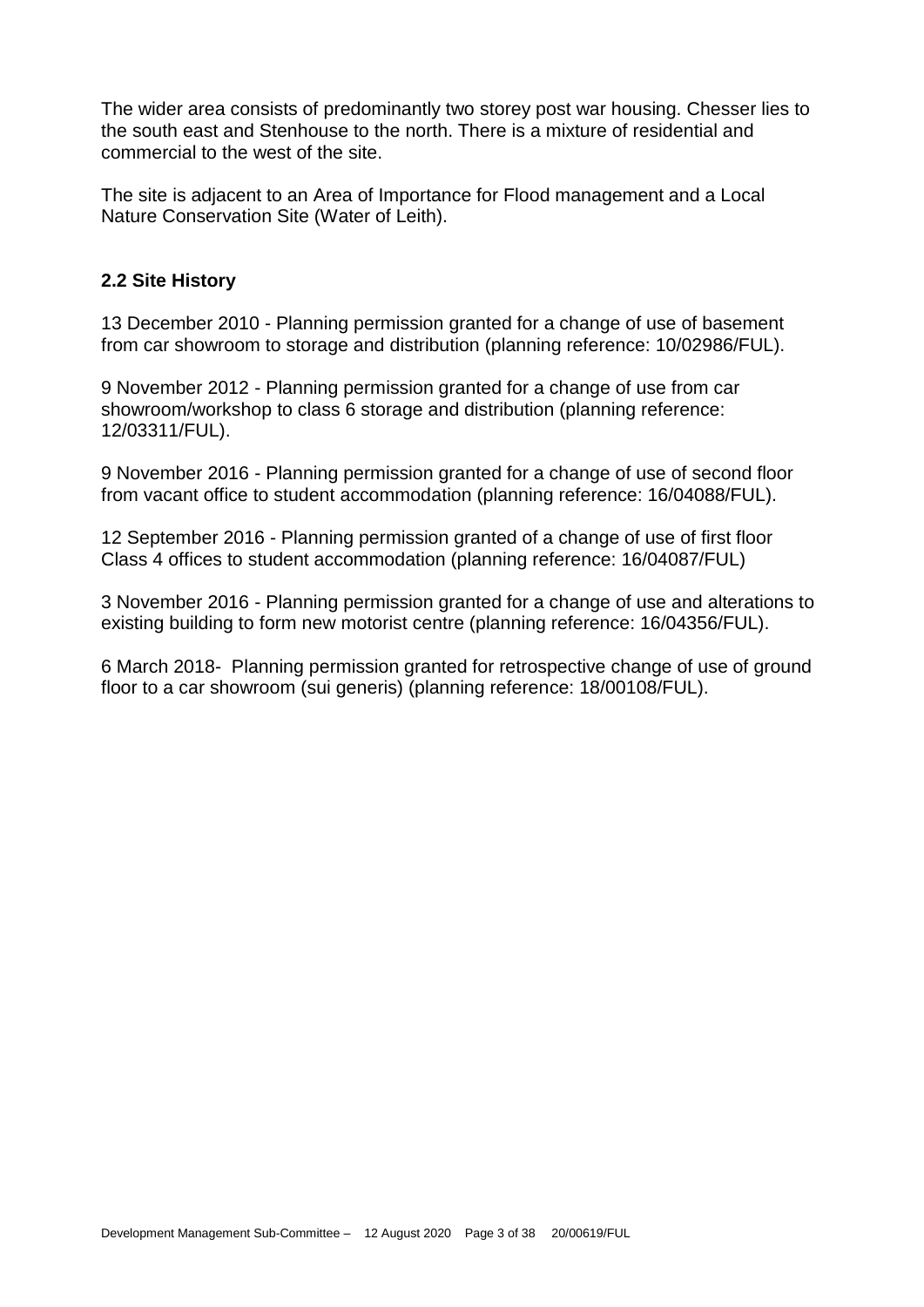The wider area consists of predominantly two storey post war housing. Chesser lies to the south east and Stenhouse to the north. There is a mixture of residential and commercial to the west of the site.

The site is adjacent to an Area of Importance for Flood management and a Local Nature Conservation Site (Water of Leith).

### 2.2 Site History

13 December 2010 - Planning permission granted for a change of use of basement from car showroom to storage and distribution (planning reference: 10/02986/FUL).

9 November 2012 - Planning permission granted for a change of use from car showroom/workshop to class 6 storage and distribution (planning reference: 12/03311/FUL).

9 November 2016 - Planning permission granted for a change of use of second floor from vacant office to student accommodation (planning reference: 16/04088/FUL).

12 September 2016 - Planning permission granted of a change of use of first floor Class 4 offices to student accommodation (planning reference: 16/04087/FUL)

3 November 2016 - Planning permission granted for a change of use and alterations to existing building to form new motorist centre (planning reference: 16/04356/FUL).

6 March 2018- Planning permission granted for retrospective change of use of ground floor to a car showroom (sui generis) (planning reference: 18/00108/FUL).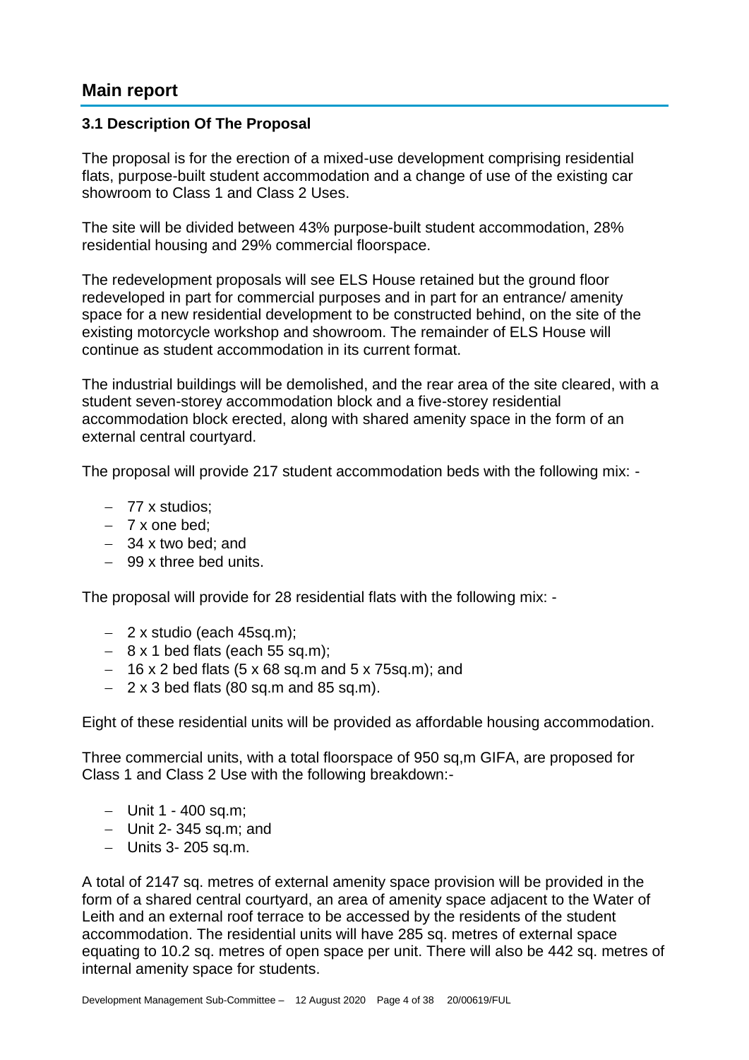## Main report

### 3.1 Description Of The Proposal

The proposal is for the erection of a mixed-use development comprising residential flats, purpose-built student accommodation and a change of use of the existing car showroom to Class 1 and Class 2 Uses.

The site will be divided between 43% purpose-built student accommodation, 28% residential housing and 29% commercial floorspace.

The redevelopment proposals will see ELS House retained but the ground floor redeveloped in part for commercial purposes and in part for an entrance/ amenity space for a new residential development to be constructed behind, on the site of the existing motorcycle workshop and showroom. The remainder of ELS House will continue as student accommodation in its current format.

The industrial buildings will be demolished, and the rear area of the site cleared, with a student seven-storey accommodation block and a five-storey residential accommodation block erected, along with shared amenity space in the form of an external central courtyard.

The proposal will provide 217 student accommodation beds with the following mix: -

- 77 x studios;
- 7 x one bed;
- 34 x two bed; and
- 99 x three bed units.

The proposal will provide for 28 residential flats with the following mix: -

- 2 x studio (each 45sq.m);
- 8 x 1 bed flats (each 55 sq.m);
- 16 x 2 bed flats (5 x 68 sq.m and 5 x 75sq.m); and
- 2 x 3 bed flats (80 sq.m and 85 sq.m).

Eight of these residential units will be provided as affordable housing accommodation.

Three commercial units, with a total floorspace of 950 sq,m GIFA, are proposed for Class 1 and Class 2 Use with the following breakdown:-

- Unit 1 - 400 sq.m;
- Unit 2- 345 sq.m; and
- Units 3- 205 sq.m.

A total of 2147 sq. metres of external amenity space provision will be provided in the form of a shared central courtyard, an area of amenity space adjacent to the Water of Leith and an external roof terrace to be accessed by the residents of the student accommodation. The residential units will have 285 sq. metres of external space equating to 10.2 sq. metres of open space per unit. There will also be 442 sq. metres of internal amenity space for students.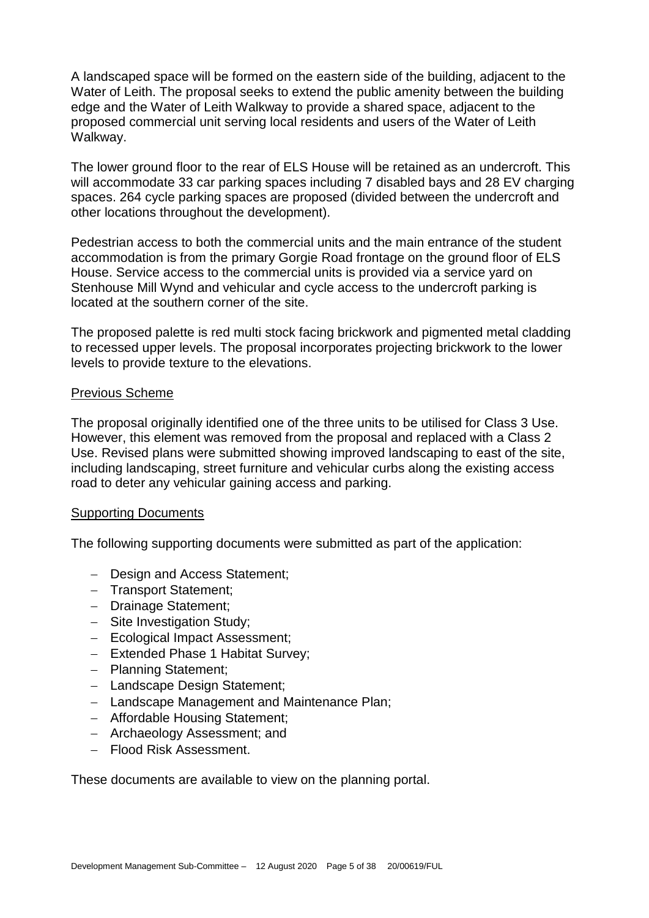A landscaped space will be formed on the eastern side of the building, adjacent to the Water of Leith. The proposal seeks to extend the public amenity between the building edge and the Water of Leith Walkway to provide a shared space, adjacent to the proposed commercial unit serving local residents and users of the Water of Leith Walkway.

The lower ground floor to the rear of ELS House will be retained as an undercroft. This will accommodate 33 car parking spaces including 7 disabled bays and 28 EV charging spaces. 264 cycle parking spaces are proposed (divided between the undercroft and other locations throughout the development).

Pedestrian access to both the commercial units and the main entrance of the student accommodation is from the primary Gorgie Road frontage on the ground floor of ELS House. Service access to the commercial units is provided via a service yard on Stenhouse Mill Wynd and vehicular and cycle access to the undercroft parking is located at the southern corner of the site.

The proposed palette is red multi stock facing brickwork and pigmented metal cladding to recessed upper levels. The proposal incorporates projecting brickwork to the lower levels to provide texture to the elevations.

## Previous Scheme

The proposal originally identified one of the three units to be utilised for Class 3 Use. However, this element was removed from the proposal and replaced with a Class 2 Use. Revised plans were submitted showing improved landscaping to east of the site, including landscaping, street furniture and vehicular curbs along the existing access road to deter any vehicular gaining access and parking.

## Supporting Documents

The following supporting documents were submitted as part of the application:

- Design and Access Statement;
- Transport Statement;
- Drainage Statement;
- Site Investigation Study;
- Ecological Impact Assessment;
- Extended Phase 1 Habitat Survey;
- Planning Statement;
- Landscape Design Statement;
- Landscape Management and Maintenance Plan;
- Affordable Housing Statement;
- Archaeology Assessment; and
- Flood Risk Assessment.

These documents are available to view on the planning portal.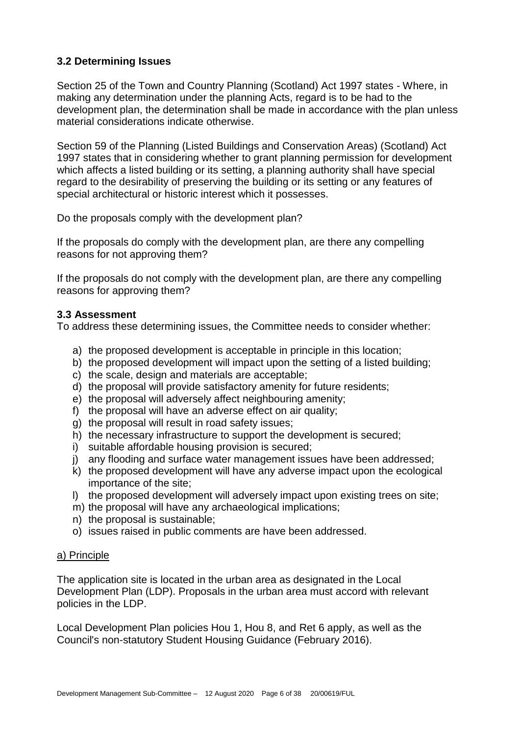### 3.2 Determining Issues

Section 25 of the Town and Country Planning (Scotland) Act 1997 states - Where, in making any determination under the planning Acts, regard is to be had to the development plan, the determination shall be made in accordance with the plan unless material considerations indicate otherwise.

Section 59 of the Planning (Listed Buildings and Conservation Areas) (Scotland) Act 1997 states that in considering whether to grant planning permission for development which affects a listed building or its setting, a planning authority shall have special regard to the desirability of preserving the building or its setting or any features of special architectural or historic interest which it possesses.

Do the proposals comply with the development plan?

If the proposals do comply with the development plan, are there any compelling reasons for not approving them?

If the proposals do not comply with the development plan, are there any compelling reasons for approving them?

### 3.3 Assessment

To address these determining issues, the Committee needs to consider whether:

a) the proposed development is acceptable in principle in this location;
b) the proposed development will impact upon the setting of a listed building;
c) the scale, design and materials are acceptable;
d) the proposal will provide satisfactory amenity for future residents;
e) the proposal will adversely affect neighbouring amenity;
f) the proposal will have an adverse effect on air quality;
g) the proposal will result in road safety issues;
h) the necessary infrastructure to support the development is secured;
i) suitable affordable housing provision is secured;
j) any flooding and surface water management issues have been addressed;
k) the proposed development will have any adverse impact upon the ecological importance of the site;
l) the proposed development will adversely impact upon existing trees on site;
m) the proposal will have any archaeological implications;
n) the proposal is sustainable;
o) issues raised in public comments are have been addressed.

<u>a) Principle</u>

The application site is located in the urban area as designated in the Local Development Plan (LDP). Proposals in the urban area must accord with relevant policies in the LDP.

Local Development Plan policies Hou 1, Hou 8, and Ret 6 apply, as well as the Council's non-statutory Student Housing Guidance (February 2016).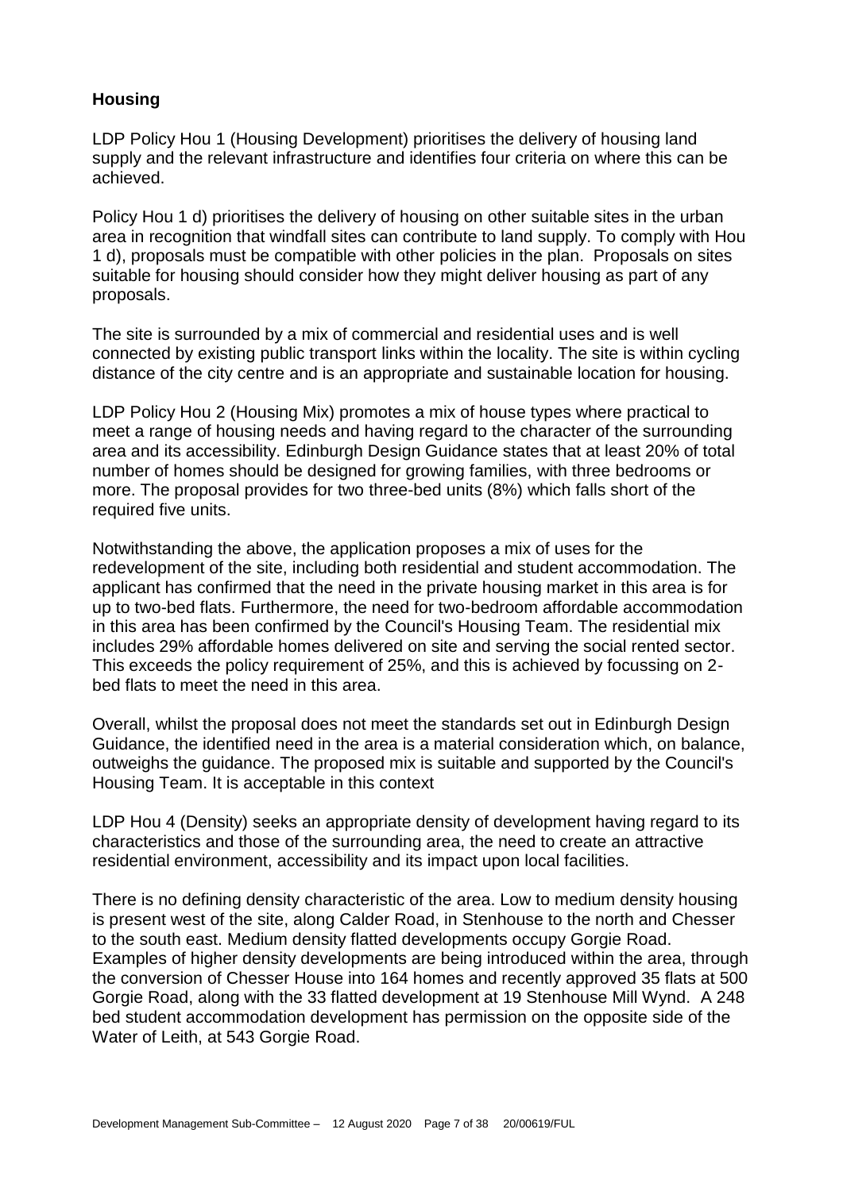## Housing

LDP Policy Hou 1 (Housing Development) prioritises the delivery of housing land supply and the relevant infrastructure and identifies four criteria on where this can be achieved.

Policy Hou 1 d) prioritises the delivery of housing on other suitable sites in the urban area in recognition that windfall sites can contribute to land supply. To comply with Hou 1 d), proposals must be compatible with other policies in the plan. Proposals on sites suitable for housing should consider how they might deliver housing as part of any proposals.

The site is surrounded by a mix of commercial and residential uses and is well connected by existing public transport links within the locality. The site is within cycling distance of the city centre and is an appropriate and sustainable location for housing.

LDP Policy Hou 2 (Housing Mix) promotes a mix of house types where practical to meet a range of housing needs and having regard to the character of the surrounding area and its accessibility. Edinburgh Design Guidance states that at least 20% of total number of homes should be designed for growing families, with three bedrooms or more. The proposal provides for two three-bed units (8%) which falls short of the required five units.

Notwithstanding the above, the application proposes a mix of uses for the redevelopment of the site, including both residential and student accommodation. The applicant has confirmed that the need in the private housing market in this area is for up to two-bed flats. Furthermore, the need for two-bedroom affordable accommodation in this area has been confirmed by the Council's Housing Team. The residential mix includes 29% affordable homes delivered on site and serving the social rented sector. This exceeds the policy requirement of 25%, and this is achieved by focussing on 2-bed flats to meet the need in this area.

Overall, whilst the proposal does not meet the standards set out in Edinburgh Design Guidance, the identified need in the area is a material consideration which, on balance, outweighs the guidance. The proposed mix is suitable and supported by the Council's Housing Team. It is acceptable in this context

LDP Hou 4 (Density) seeks an appropriate density of development having regard to its characteristics and those of the surrounding area, the need to create an attractive residential environment, accessibility and its impact upon local facilities.

There is no defining density characteristic of the area. Low to medium density housing is present west of the site, along Calder Road, in Stenhouse to the north and Chesser to the south east. Medium density flatted developments occupy Gorgie Road. Examples of higher density developments are being introduced within the area, through the conversion of Chesser House into 164 homes and recently approved 35 flats at 500 Gorgie Road, along with the 33 flatted development at 19 Stenhouse Mill Wynd. A 248 bed student accommodation development has permission on the opposite side of the Water of Leith, at 543 Gorgie Road.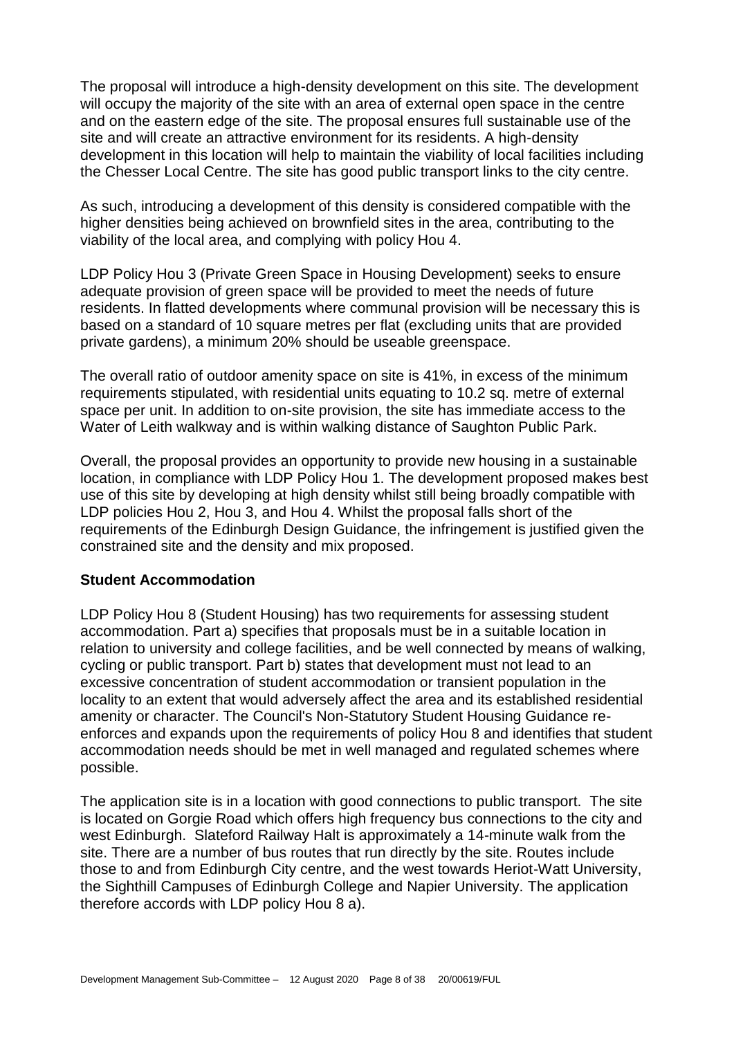The proposal will introduce a high-density development on this site. The development will occupy the majority of the site with an area of external open space in the centre and on the eastern edge of the site. The proposal ensures full sustainable use of the site and will create an attractive environment for its residents. A high-density development in this location will help to maintain the viability of local facilities including the Chesser Local Centre. The site has good public transport links to the city centre.

As such, introducing a development of this density is considered compatible with the higher densities being achieved on brownfield sites in the area, contributing to the viability of the local area, and complying with policy Hou 4.

LDP Policy Hou 3 (Private Green Space in Housing Development) seeks to ensure adequate provision of green space will be provided to meet the needs of future residents. In flatted developments where communal provision will be necessary this is based on a standard of 10 square metres per flat (excluding units that are provided private gardens), a minimum 20% should be useable greenspace.

The overall ratio of outdoor amenity space on site is 41%, in excess of the minimum requirements stipulated, with residential units equating to 10.2 sq. metre of external space per unit. In addition to on-site provision, the site has immediate access to the Water of Leith walkway and is within walking distance of Saughton Public Park.

Overall, the proposal provides an opportunity to provide new housing in a sustainable location, in compliance with LDP Policy Hou 1. The development proposed makes best use of this site by developing at high density whilst still being broadly compatible with LDP policies Hou 2, Hou 3, and Hou 4. Whilst the proposal falls short of the requirements of the Edinburgh Design Guidance, the infringement is justified given the constrained site and the density and mix proposed.

**Student Accommodation**

LDP Policy Hou 8 (Student Housing) has two requirements for assessing student accommodation. Part a) specifies that proposals must be in a suitable location in relation to university and college facilities, and be well connected by means of walking, cycling or public transport. Part b) states that development must not lead to an excessive concentration of student accommodation or transient population in the locality to an extent that would adversely affect the area and its established residential amenity or character. The Council's Non-Statutory Student Housing Guidance re-enforces and expands upon the requirements of policy Hou 8 and identifies that student accommodation needs should be met in well managed and regulated schemes where possible.

The application site is in a location with good connections to public transport. The site is located on Gorgie Road which offers high frequency bus connections to the city and west Edinburgh. Slateford Railway Halt is approximately a 14-minute walk from the site. There are a number of bus routes that run directly by the site. Routes include those to and from Edinburgh City centre, and the west towards Heriot-Watt University, the Sighthill Campuses of Edinburgh College and Napier University. The application therefore accords with LDP policy Hou 8 a).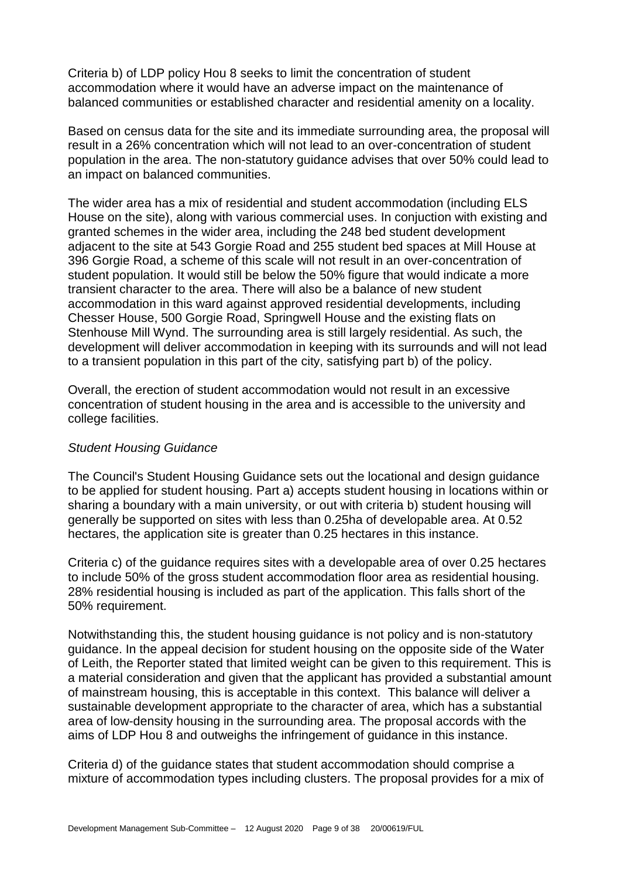Criteria b) of LDP policy Hou 8 seeks to limit the concentration of student accommodation where it would have an adverse impact on the maintenance of balanced communities or established character and residential amenity on a locality.

Based on census data for the site and its immediate surrounding area, the proposal will result in a 26% concentration which will not lead to an over-concentration of student population in the area. The non-statutory guidance advises that over 50% could lead to an impact on balanced communities.

The wider area has a mix of residential and student accommodation (including ELS House on the site), along with various commercial uses. In conjuction with existing and granted schemes in the wider area, including the 248 bed student development adjacent to the site at 543 Gorgie Road and 255 student bed spaces at Mill House at 396 Gorgie Road, a scheme of this scale will not result in an over-concentration of student population. It would still be below the 50% figure that would indicate a more transient character to the area. There will also be a balance of new student accommodation in this ward against approved residential developments, including Chesser House, 500 Gorgie Road, Springwell House and the existing flats on Stenhouse Mill Wynd. The surrounding area is still largely residential. As such, the development will deliver accommodation in keeping with its surrounds and will not lead to a transient population in this part of the city, satisfying part b) of the policy.

Overall, the erection of student accommodation would not result in an excessive concentration of student housing in the area and is accessible to the university and college facilities.

*Student Housing Guidance*

The Council's Student Housing Guidance sets out the locational and design guidance to be applied for student housing. Part a) accepts student housing in locations within or sharing a boundary with a main university, or out with criteria b) student housing will generally be supported on sites with less than 0.25ha of developable area. At 0.52 hectares, the application site is greater than 0.25 hectares in this instance.

Criteria c) of the guidance requires sites with a developable area of over 0.25 hectares to include 50% of the gross student accommodation floor area as residential housing. 28% residential housing is included as part of the application. This falls short of the 50% requirement.

Notwithstanding this, the student housing guidance is not policy and is non-statutory guidance. In the appeal decision for student housing on the opposite side of the Water of Leith, the Reporter stated that limited weight can be given to this requirement. This is a material consideration and given that the applicant has provided a substantial amount of mainstream housing, this is acceptable in this context. This balance will deliver a sustainable development appropriate to the character of area, which has a substantial area of low-density housing in the surrounding area. The proposal accords with the aims of LDP Hou 8 and outweighs the infringement of guidance in this instance.

Criteria d) of the guidance states that student accommodation should comprise a mixture of accommodation types including clusters. The proposal provides for a mix of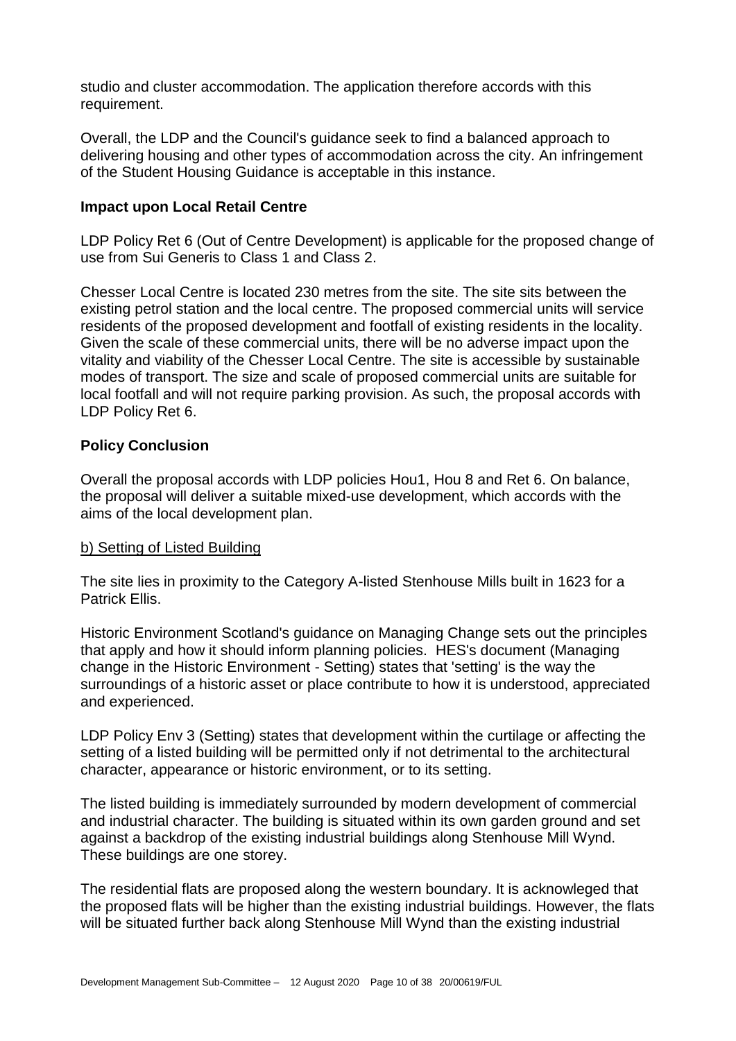studio and cluster accommodation. The application therefore accords with this requirement.

Overall, the LDP and the Council's guidance seek to find a balanced approach to delivering housing and other types of accommodation across the city. An infringement of the Student Housing Guidance is acceptable in this instance.

**Impact upon Local Retail Centre**

LDP Policy Ret 6 (Out of Centre Development) is applicable for the proposed change of use from Sui Generis to Class 1 and Class 2.

Chesser Local Centre is located 230 metres from the site. The site sits between the existing petrol station and the local centre. The proposed commercial units will service residents of the proposed development and footfall of existing residents in the locality. Given the scale of these commercial units, there will be no adverse impact upon the vitality and viability of the Chesser Local Centre. The site is accessible by sustainable modes of transport. The size and scale of proposed commercial units are suitable for local footfall and will not require parking provision. As such, the proposal accords with LDP Policy Ret 6.

**Policy Conclusion**

Overall the proposal accords with LDP policies Hou1, Hou 8 and Ret 6. On balance, the proposal will deliver a suitable mixed-use development, which accords with the aims of the local development plan.

b) Setting of Listed Building

The site lies in proximity to the Category A-listed Stenhouse Mills built in 1623 for a Patrick Ellis.

Historic Environment Scotland's guidance on Managing Change sets out the principles that apply and how it should inform planning policies. HES's document (Managing change in the Historic Environment - Setting) states that 'setting' is the way the surroundings of a historic asset or place contribute to how it is understood, appreciated and experienced.

LDP Policy Env 3 (Setting) states that development within the curtilage or affecting the setting of a listed building will be permitted only if not detrimental to the architectural character, appearance or historic environment, or to its setting.

The listed building is immediately surrounded by modern development of commercial and industrial character. The building is situated within its own garden ground and set against a backdrop of the existing industrial buildings along Stenhouse Mill Wynd. These buildings are one storey.

The residential flats are proposed along the western boundary. It is acknowleged that the proposed flats will be higher than the existing industrial buildings. However, the flats will be situated further back along Stenhouse Mill Wynd than the existing industrial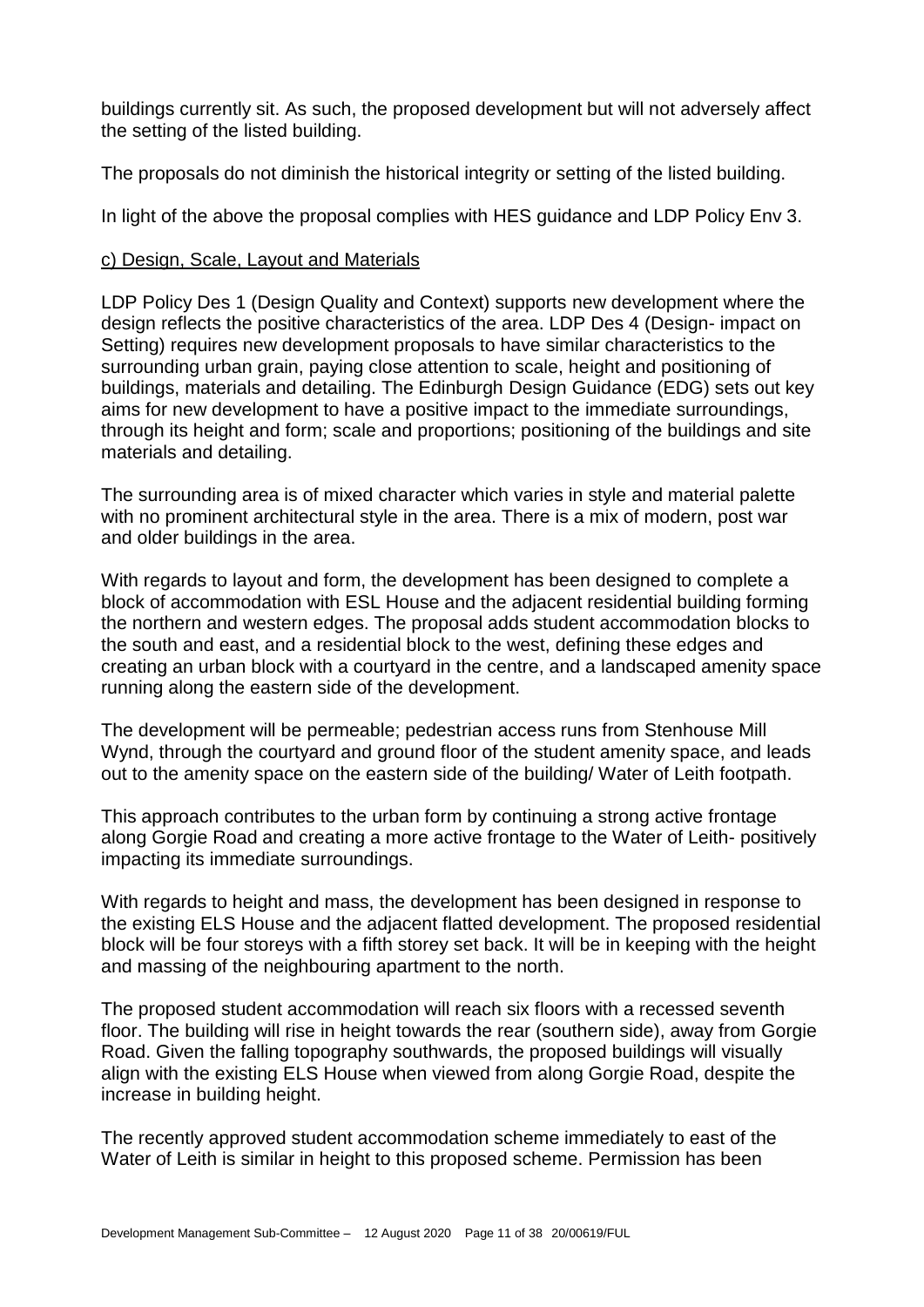buildings currently sit. As such, the proposed development but will not adversely affect the setting of the listed building.

The proposals do not diminish the historical integrity or setting of the listed building.

In light of the above the proposal complies with HES guidance and LDP Policy Env 3.

c) Design, Scale, Layout and Materials

LDP Policy Des 1 (Design Quality and Context) supports new development where the design reflects the positive characteristics of the area. LDP Des 4 (Design- impact on Setting) requires new development proposals to have similar characteristics to the surrounding urban grain, paying close attention to scale, height and positioning of buildings, materials and detailing. The Edinburgh Design Guidance (EDG) sets out key aims for new development to have a positive impact to the immediate surroundings, through its height and form; scale and proportions; positioning of the buildings and site materials and detailing.

The surrounding area is of mixed character which varies in style and material palette with no prominent architectural style in the area. There is a mix of modern, post war and older buildings in the area.

With regards to layout and form, the development has been designed to complete a block of accommodation with ESL House and the adjacent residential building forming the northern and western edges. The proposal adds student accommodation blocks to the south and east, and a residential block to the west, defining these edges and creating an urban block with a courtyard in the centre, and a landscaped amenity space running along the eastern side of the development.

The development will be permeable; pedestrian access runs from Stenhouse Mill Wynd, through the courtyard and ground floor of the student amenity space, and leads out to the amenity space on the eastern side of the building/ Water of Leith footpath.

This approach contributes to the urban form by continuing a strong active frontage along Gorgie Road and creating a more active frontage to the Water of Leith- positively impacting its immediate surroundings.

With regards to height and mass, the development has been designed in response to the existing ELS House and the adjacent flatted development. The proposed residential block will be four storeys with a fifth storey set back. It will be in keeping with the height and massing of the neighbouring apartment to the north.

The proposed student accommodation will reach six floors with a recessed seventh floor. The building will rise in height towards the rear (southern side), away from Gorgie Road. Given the falling topography southwards, the proposed buildings will visually align with the existing ELS House when viewed from along Gorgie Road, despite the increase in building height.

The recently approved student accommodation scheme immediately to east of the Water of Leith is similar in height to this proposed scheme. Permission has been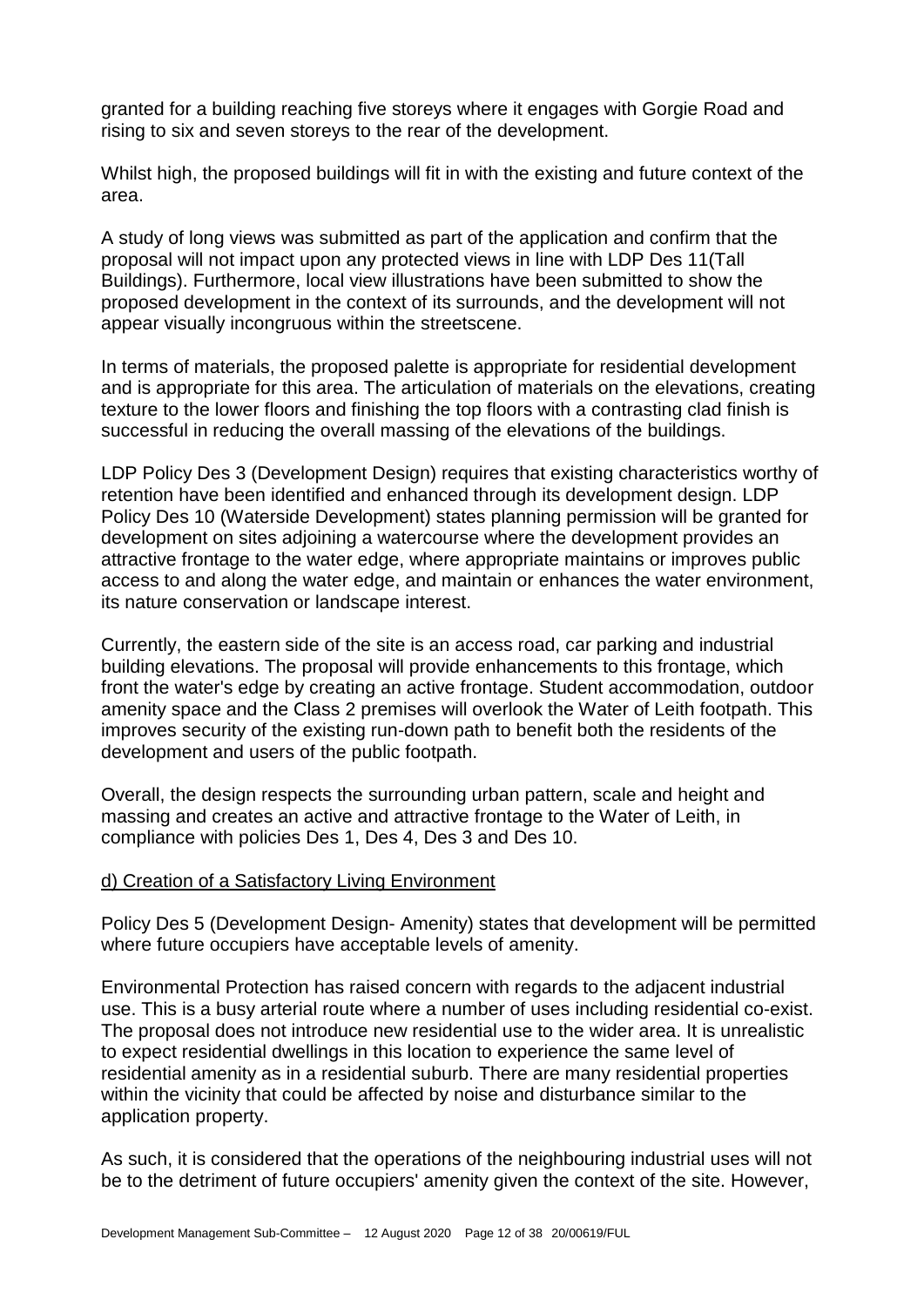granted for a building reaching five storeys where it engages with Gorgie Road and rising to six and seven storeys to the rear of the development.

Whilst high, the proposed buildings will fit in with the existing and future context of the area.

A study of long views was submitted as part of the application and confirm that the proposal will not impact upon any protected views in line with LDP Des 11(Tall Buildings). Furthermore, local view illustrations have been submitted to show the proposed development in the context of its surrounds, and the development will not appear visually incongruous within the streetscene.

In terms of materials, the proposed palette is appropriate for residential development and is appropriate for this area. The articulation of materials on the elevations, creating texture to the lower floors and finishing the top floors with a contrasting clad finish is successful in reducing the overall massing of the elevations of the buildings.

LDP Policy Des 3 (Development Design) requires that existing characteristics worthy of retention have been identified and enhanced through its development design. LDP Policy Des 10 (Waterside Development) states planning permission will be granted for development on sites adjoining a watercourse where the development provides an attractive frontage to the water edge, where appropriate maintains or improves public access to and along the water edge, and maintain or enhances the water environment, its nature conservation or landscape interest.

Currently, the eastern side of the site is an access road, car parking and industrial building elevations. The proposal will provide enhancements to this frontage, which front the water's edge by creating an active frontage. Student accommodation, outdoor amenity space and the Class 2 premises will overlook the Water of Leith footpath. This improves security of the existing run-down path to benefit both the residents of the development and users of the public footpath.

Overall, the design respects the surrounding urban pattern, scale and height and massing and creates an active and attractive frontage to the Water of Leith, in compliance with policies Des 1, Des 4, Des 3 and Des 10.

d) Creation of a Satisfactory Living Environment

Policy Des 5 (Development Design- Amenity) states that development will be permitted where future occupiers have acceptable levels of amenity.

Environmental Protection has raised concern with regards to the adjacent industrial use. This is a busy arterial route where a number of uses including residential co-exist. The proposal does not introduce new residential use to the wider area. It is unrealistic to expect residential dwellings in this location to experience the same level of residential amenity as in a residential suburb. There are many residential properties within the vicinity that could be affected by noise and disturbance similar to the application property.

As such, it is considered that the operations of the neighbouring industrial uses will not be to the detriment of future occupiers' amenity given the context of the site. However,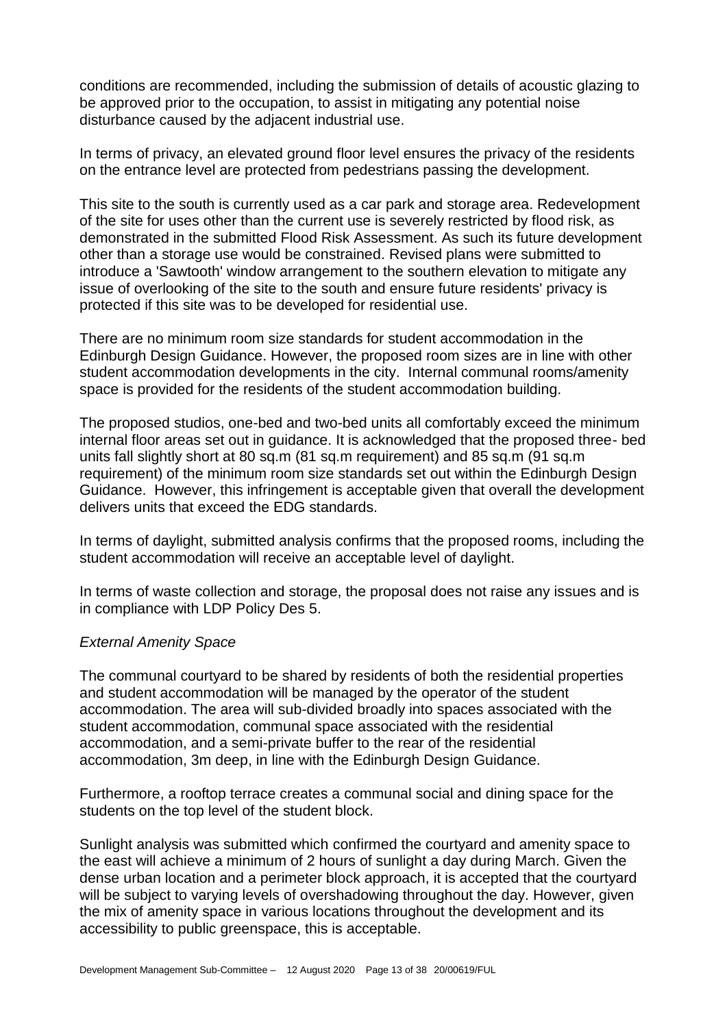conditions are recommended, including the submission of details of acoustic glazing to be approved prior to the occupation, to assist in mitigating any potential noise disturbance caused by the adjacent industrial use.

In terms of privacy, an elevated ground floor level ensures the privacy of the residents on the entrance level are protected from pedestrians passing the development.

This site to the south is currently used as a car park and storage area. Redevelopment of the site for uses other than the current use is severely restricted by flood risk, as demonstrated in the submitted Flood Risk Assessment. As such its future development other than a storage use would be constrained. Revised plans were submitted to introduce a 'Sawtooth' window arrangement to the southern elevation to mitigate any issue of overlooking of the site to the south and ensure future residents' privacy is protected if this site was to be developed for residential use.

There are no minimum room size standards for student accommodation in the Edinburgh Design Guidance. However, the proposed room sizes are in line with other student accommodation developments in the city. Internal communal rooms/amenity space is provided for the residents of the student accommodation building.

The proposed studios, one-bed and two-bed units all comfortably exceed the minimum internal floor areas set out in guidance. It is acknowledged that the proposed three- bed units fall slightly short at 80 sq.m (81 sq.m requirement) and 85 sq.m (91 sq.m requirement) of the minimum room size standards set out within the Edinburgh Design Guidance. However, this infringement is acceptable given that overall the development delivers units that exceed the EDG standards.

In terms of daylight, submitted analysis confirms that the proposed rooms, including the student accommodation will receive an acceptable level of daylight.

In terms of waste collection and storage, the proposal does not raise any issues and is in compliance with LDP Policy Des 5.

*External Amenity Space*

The communal courtyard to be shared by residents of both the residential properties and student accommodation will be managed by the operator of the student accommodation. The area will sub-divided broadly into spaces associated with the student accommodation, communal space associated with the residential accommodation, and a semi-private buffer to the rear of the residential accommodation, 3m deep, in line with the Edinburgh Design Guidance.

Furthermore, a rooftop terrace creates a communal social and dining space for the students on the top level of the student block.

Sunlight analysis was submitted which confirmed the courtyard and amenity space to the east will achieve a minimum of 2 hours of sunlight a day during March. Given the dense urban location and a perimeter block approach, it is accepted that the courtyard will be subject to varying levels of overshadowing throughout the day. However, given the mix of amenity space in various locations throughout the development and its accessibility to public greenspace, this is acceptable.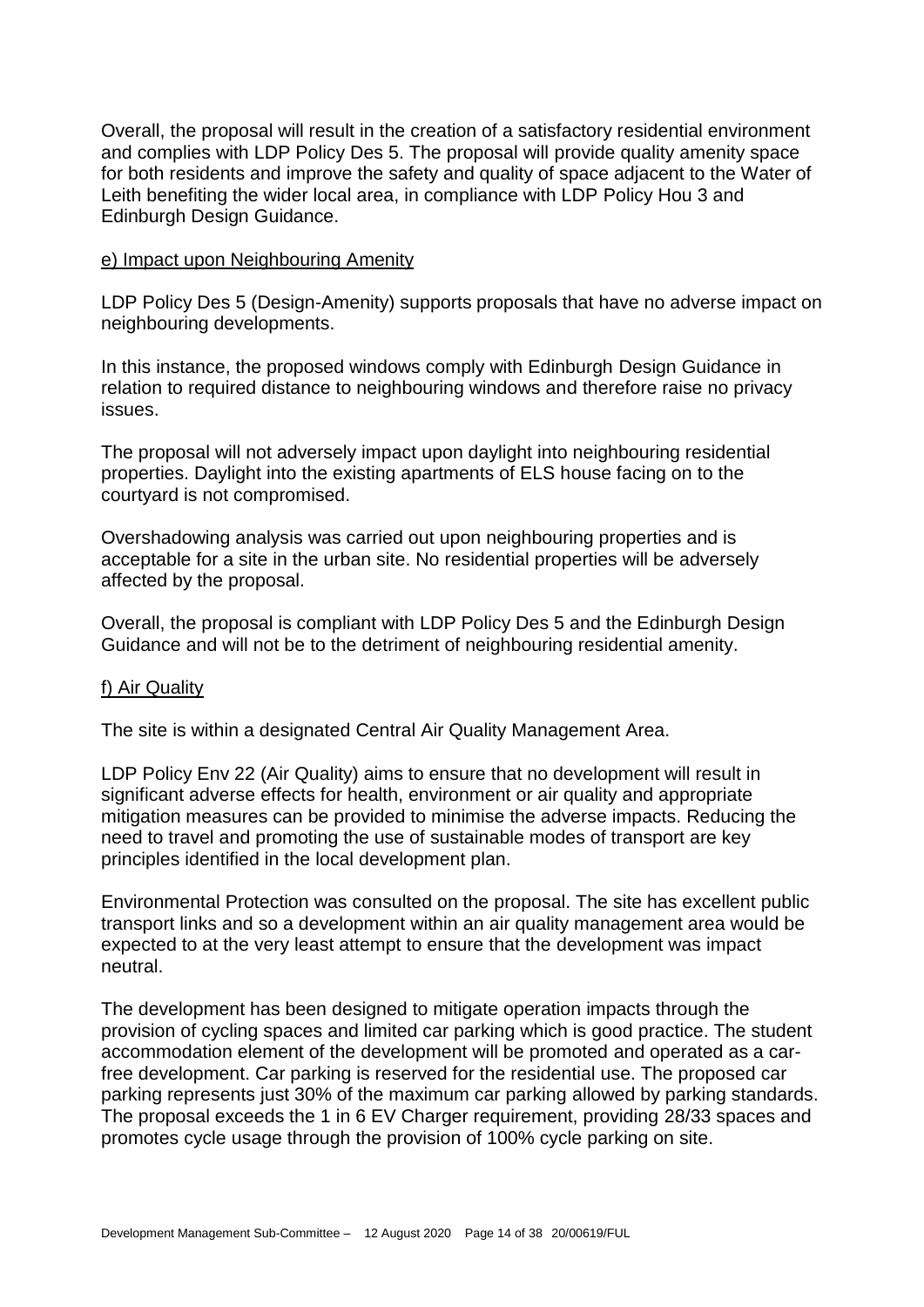Overall, the proposal will result in the creation of a satisfactory residential environment and complies with LDP Policy Des 5. The proposal will provide quality amenity space for both residents and improve the safety and quality of space adjacent to the Water of Leith benefiting the wider local area, in compliance with LDP Policy Hou 3 and Edinburgh Design Guidance.

e) Impact upon Neighbouring Amenity

LDP Policy Des 5 (Design-Amenity) supports proposals that have no adverse impact on neighbouring developments.

In this instance, the proposed windows comply with Edinburgh Design Guidance in relation to required distance to neighbouring windows and therefore raise no privacy issues.

The proposal will not adversely impact upon daylight into neighbouring residential properties. Daylight into the existing apartments of ELS house facing on to the courtyard is not compromised.

Overshadowing analysis was carried out upon neighbouring properties and is acceptable for a site in the urban site. No residential properties will be adversely affected by the proposal.

Overall, the proposal is compliant with LDP Policy Des 5 and the Edinburgh Design Guidance and will not be to the detriment of neighbouring residential amenity.

f) Air Quality

The site is within a designated Central Air Quality Management Area.

LDP Policy Env 22 (Air Quality) aims to ensure that no development will result in significant adverse effects for health, environment or air quality and appropriate mitigation measures can be provided to minimise the adverse impacts. Reducing the need to travel and promoting the use of sustainable modes of transport are key principles identified in the local development plan.

Environmental Protection was consulted on the proposal. The site has excellent public transport links and so a development within an air quality management area would be expected to at the very least attempt to ensure that the development was impact neutral.

The development has been designed to mitigate operation impacts through the provision of cycling spaces and limited car parking which is good practice. The student accommodation element of the development will be promoted and operated as a car-free development. Car parking is reserved for the residential use. The proposed car parking represents just 30% of the maximum car parking allowed by parking standards. The proposal exceeds the 1 in 6 EV Charger requirement, providing 28/33 spaces and promotes cycle usage through the provision of 100% cycle parking on site.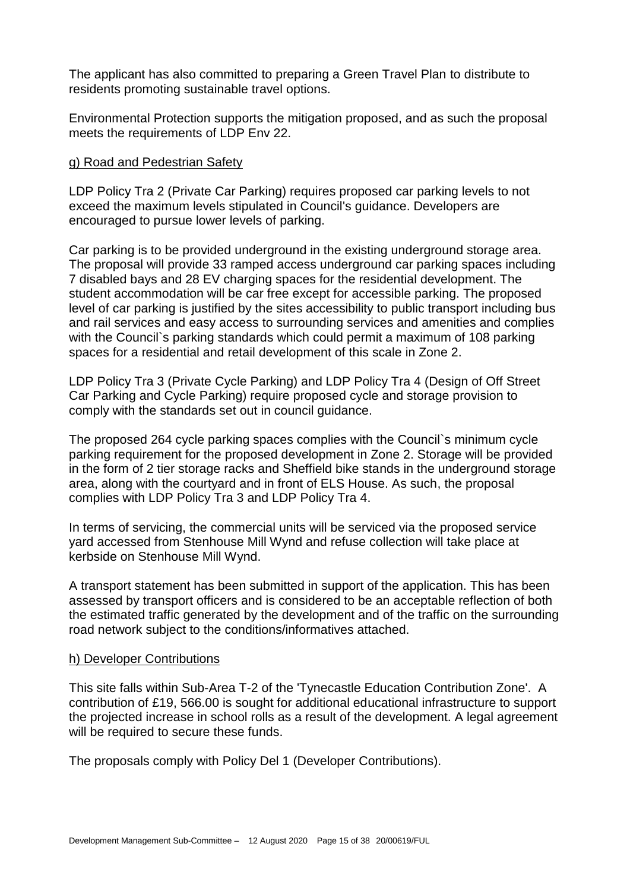The applicant has also committed to preparing a Green Travel Plan to distribute to residents promoting sustainable travel options.

Environmental Protection supports the mitigation proposed, and as such the proposal meets the requirements of LDP Env 22.

g) Road and Pedestrian Safety

LDP Policy Tra 2 (Private Car Parking) requires proposed car parking levels to not exceed the maximum levels stipulated in Council's guidance. Developers are encouraged to pursue lower levels of parking.

Car parking is to be provided underground in the existing underground storage area. The proposal will provide 33 ramped access underground car parking spaces including 7 disabled bays and 28 EV charging spaces for the residential development. The student accommodation will be car free except for accessible parking. The proposed level of car parking is justified by the sites accessibility to public transport including bus and rail services and easy access to surrounding services and amenities and complies with the Council`s parking standards which could permit a maximum of 108 parking spaces for a residential and retail development of this scale in Zone 2.

LDP Policy Tra 3 (Private Cycle Parking) and LDP Policy Tra 4 (Design of Off Street Car Parking and Cycle Parking) require proposed cycle and storage provision to comply with the standards set out in council guidance.

The proposed 264 cycle parking spaces complies with the Council`s minimum cycle parking requirement for the proposed development in Zone 2. Storage will be provided in the form of 2 tier storage racks and Sheffield bike stands in the underground storage area, along with the courtyard and in front of ELS House. As such, the proposal complies with LDP Policy Tra 3 and LDP Policy Tra 4.

In terms of servicing, the commercial units will be serviced via the proposed service yard accessed from Stenhouse Mill Wynd and refuse collection will take place at kerbside on Stenhouse Mill Wynd.

A transport statement has been submitted in support of the application. This has been assessed by transport officers and is considered to be an acceptable reflection of both the estimated traffic generated by the development and of the traffic on the surrounding road network subject to the conditions/informatives attached.

h) Developer Contributions

This site falls within Sub-Area T-2 of the 'Tynecastle Education Contribution Zone'. A contribution of £19, 566.00 is sought for additional educational infrastructure to support the projected increase in school rolls as a result of the development. A legal agreement will be required to secure these funds.

The proposals comply with Policy Del 1 (Developer Contributions).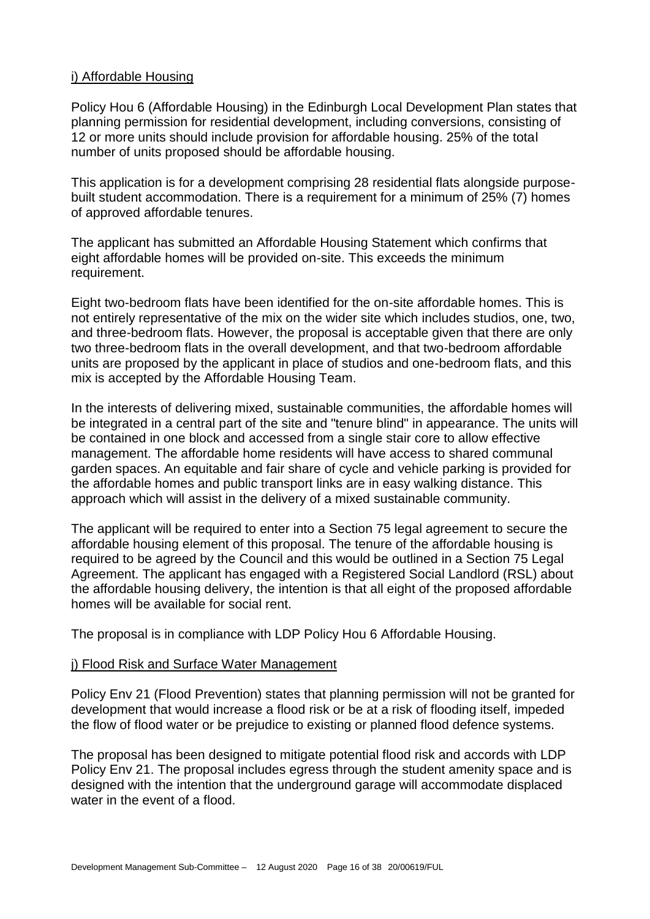### i) Affordable Housing

Policy Hou 6 (Affordable Housing) in the Edinburgh Local Development Plan states that planning permission for residential development, including conversions, consisting of 12 or more units should include provision for affordable housing. 25% of the total number of units proposed should be affordable housing.

This application is for a development comprising 28 residential flats alongside purpose-built student accommodation. There is a requirement for a minimum of 25% (7) homes of approved affordable tenures.

The applicant has submitted an Affordable Housing Statement which confirms that eight affordable homes will be provided on-site. This exceeds the minimum requirement.

Eight two-bedroom flats have been identified for the on-site affordable homes. This is not entirely representative of the mix on the wider site which includes studios, one, two, and three-bedroom flats. However, the proposal is acceptable given that there are only two three-bedroom flats in the overall development, and that two-bedroom affordable units are proposed by the applicant in place of studios and one-bedroom flats, and this mix is accepted by the Affordable Housing Team.

In the interests of delivering mixed, sustainable communities, the affordable homes will be integrated in a central part of the site and "tenure blind" in appearance. The units will be contained in one block and accessed from a single stair core to allow effective management. The affordable home residents will have access to shared communal garden spaces. An equitable and fair share of cycle and vehicle parking is provided for the affordable homes and public transport links are in easy walking distance. This approach which will assist in the delivery of a mixed sustainable community.

The applicant will be required to enter into a Section 75 legal agreement to secure the affordable housing element of this proposal. The tenure of the affordable housing is required to be agreed by the Council and this would be outlined in a Section 75 Legal Agreement. The applicant has engaged with a Registered Social Landlord (RSL) about the affordable housing delivery, the intention is that all eight of the proposed affordable homes will be available for social rent.

The proposal is in compliance with LDP Policy Hou 6 Affordable Housing.

### j) Flood Risk and Surface Water Management

Policy Env 21 (Flood Prevention) states that planning permission will not be granted for development that would increase a flood risk or be at a risk of flooding itself, impeded the flow of flood water or be prejudice to existing or planned flood defence systems.

The proposal has been designed to mitigate potential flood risk and accords with LDP Policy Env 21. The proposal includes egress through the student amenity space and is designed with the intention that the underground garage will accommodate displaced water in the event of a flood.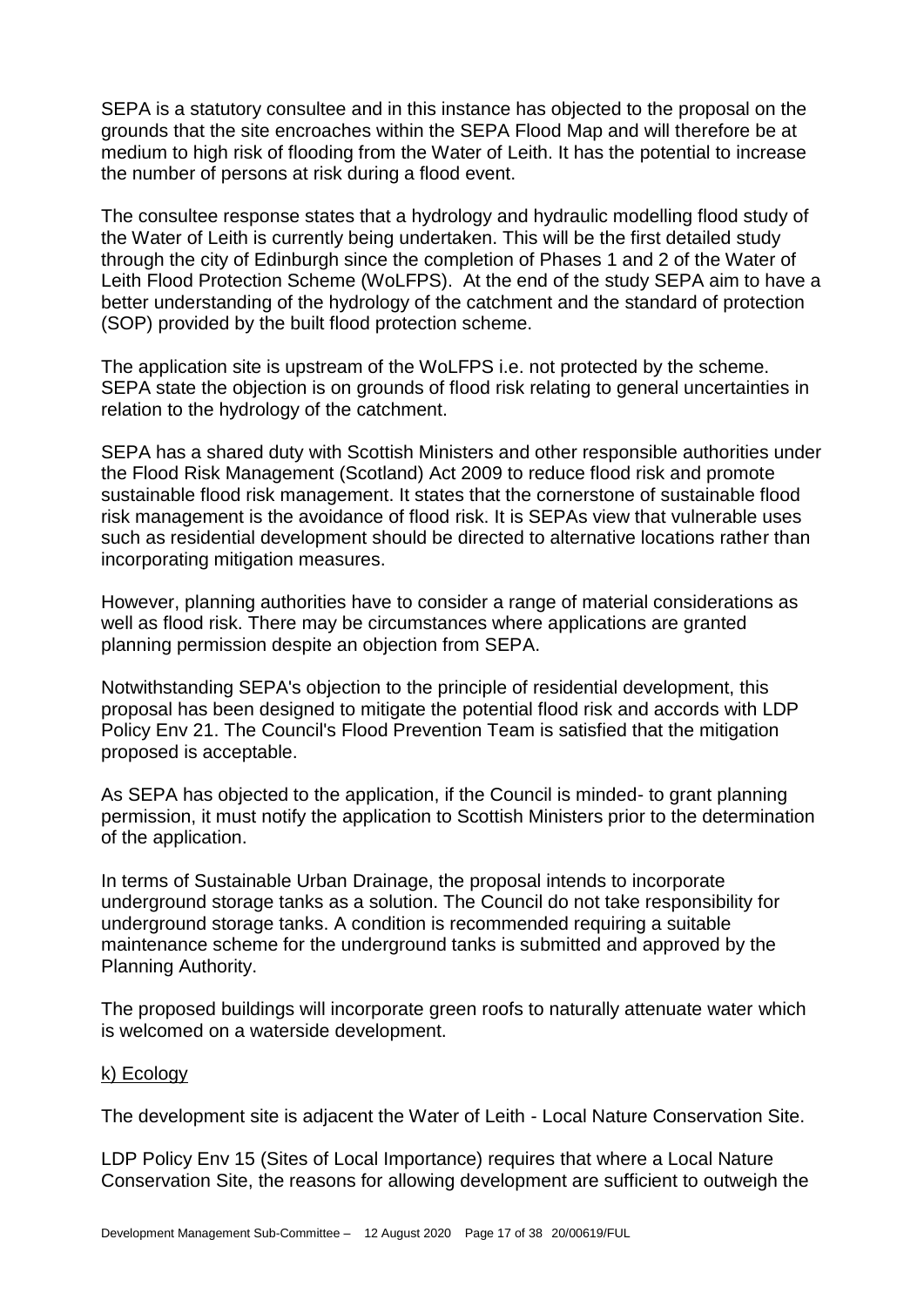SEPA is a statutory consultee and in this instance has objected to the proposal on the grounds that the site encroaches within the SEPA Flood Map and will therefore be at medium to high risk of flooding from the Water of Leith. It has the potential to increase the number of persons at risk during a flood event.

The consultee response states that a hydrology and hydraulic modelling flood study of the Water of Leith is currently being undertaken. This will be the first detailed study through the city of Edinburgh since the completion of Phases 1 and 2 of the Water of Leith Flood Protection Scheme (WoLFPS). At the end of the study SEPA aim to have a better understanding of the hydrology of the catchment and the standard of protection (SOP) provided by the built flood protection scheme.

The application site is upstream of the WoLFPS i.e. not protected by the scheme. SEPA state the objection is on grounds of flood risk relating to general uncertainties in relation to the hydrology of the catchment.

SEPA has a shared duty with Scottish Ministers and other responsible authorities under the Flood Risk Management (Scotland) Act 2009 to reduce flood risk and promote sustainable flood risk management. It states that the cornerstone of sustainable flood risk management is the avoidance of flood risk. It is SEPAs view that vulnerable uses such as residential development should be directed to alternative locations rather than incorporating mitigation measures.

However, planning authorities have to consider a range of material considerations as well as flood risk. There may be circumstances where applications are granted planning permission despite an objection from SEPA.

Notwithstanding SEPA's objection to the principle of residential development, this proposal has been designed to mitigate the potential flood risk and accords with LDP Policy Env 21. The Council's Flood Prevention Team is satisfied that the mitigation proposed is acceptable.

As SEPA has objected to the application, if the Council is minded- to grant planning permission, it must notify the application to Scottish Ministers prior to the determination of the application.

In terms of Sustainable Urban Drainage, the proposal intends to incorporate underground storage tanks as a solution. The Council do not take responsibility for underground storage tanks. A condition is recommended requiring a suitable maintenance scheme for the underground tanks is submitted and approved by the Planning Authority.

The proposed buildings will incorporate green roofs to naturally attenuate water which is welcomed on a waterside development.

k) Ecology

The development site is adjacent the Water of Leith - Local Nature Conservation Site.

LDP Policy Env 15 (Sites of Local Importance) requires that where a Local Nature Conservation Site, the reasons for allowing development are sufficient to outweigh the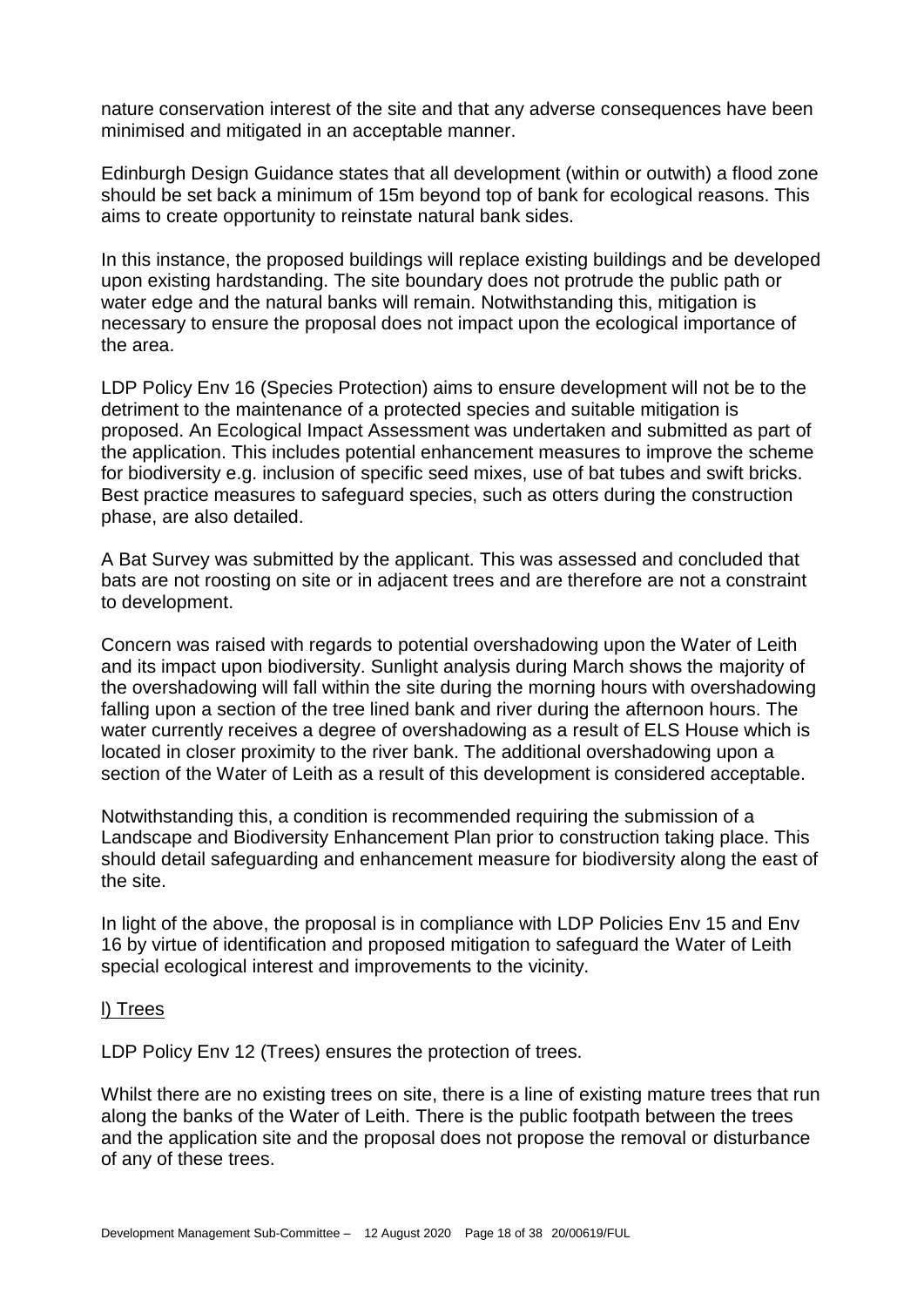nature conservation interest of the site and that any adverse consequences have been minimised and mitigated in an acceptable manner.

Edinburgh Design Guidance states that all development (within or outwith) a flood zone should be set back a minimum of 15m beyond top of bank for ecological reasons. This aims to create opportunity to reinstate natural bank sides.

In this instance, the proposed buildings will replace existing buildings and be developed upon existing hardstanding. The site boundary does not protrude the public path or water edge and the natural banks will remain. Notwithstanding this, mitigation is necessary to ensure the proposal does not impact upon the ecological importance of the area.

LDP Policy Env 16 (Species Protection) aims to ensure development will not be to the detriment to the maintenance of a protected species and suitable mitigation is proposed. An Ecological Impact Assessment was undertaken and submitted as part of the application. This includes potential enhancement measures to improve the scheme for biodiversity e.g. inclusion of specific seed mixes, use of bat tubes and swift bricks. Best practice measures to safeguard species, such as otters during the construction phase, are also detailed.

A Bat Survey was submitted by the applicant. This was assessed and concluded that bats are not roosting on site or in adjacent trees and are therefore are not a constraint to development.

Concern was raised with regards to potential overshadowing upon the Water of Leith and its impact upon biodiversity. Sunlight analysis during March shows the majority of the overshadowing will fall within the site during the morning hours with overshadowing falling upon a section of the tree lined bank and river during the afternoon hours. The water currently receives a degree of overshadowing as a result of ELS House which is located in closer proximity to the river bank. The additional overshadowing upon a section of the Water of Leith as a result of this development is considered acceptable.

Notwithstanding this, a condition is recommended requiring the submission of a Landscape and Biodiversity Enhancement Plan prior to construction taking place. This should detail safeguarding and enhancement measure for biodiversity along the east of the site.

In light of the above, the proposal is in compliance with LDP Policies Env 15 and Env 16 by virtue of identification and proposed mitigation to safeguard the Water of Leith special ecological interest and improvements to the vicinity.

l) Trees

LDP Policy Env 12 (Trees) ensures the protection of trees.

Whilst there are no existing trees on site, there is a line of existing mature trees that run along the banks of the Water of Leith. There is the public footpath between the trees and the application site and the proposal does not propose the removal or disturbance of any of these trees.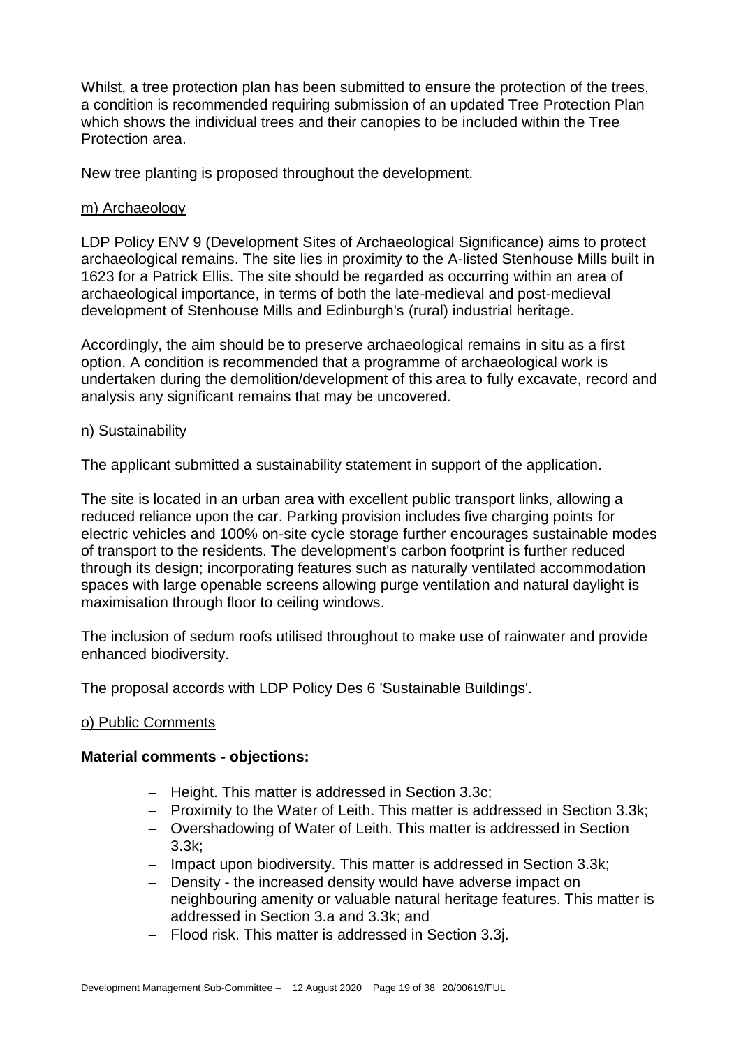Whilst, a tree protection plan has been submitted to ensure the protection of the trees, a condition is recommended requiring submission of an updated Tree Protection Plan which shows the individual trees and their canopies to be included within the Tree Protection area.

New tree planting is proposed throughout the development.

### m) Archaeology

LDP Policy ENV 9 (Development Sites of Archaeological Significance) aims to protect archaeological remains. The site lies in proximity to the A-listed Stenhouse Mills built in 1623 for a Patrick Ellis. The site should be regarded as occurring within an area of archaeological importance, in terms of both the late-medieval and post-medieval development of Stenhouse Mills and Edinburgh's (rural) industrial heritage.

Accordingly, the aim should be to preserve archaeological remains in situ as a first option. A condition is recommended that a programme of archaeological work is undertaken during the demolition/development of this area to fully excavate, record and analysis any significant remains that may be uncovered.

### n) Sustainability

The applicant submitted a sustainability statement in support of the application.

The site is located in an urban area with excellent public transport links, allowing a reduced reliance upon the car. Parking provision includes five charging points for electric vehicles and 100% on-site cycle storage further encourages sustainable modes of transport to the residents. The development's carbon footprint is further reduced through its design; incorporating features such as naturally ventilated accommodation spaces with large openable screens allowing purge ventilation and natural daylight is maximisation through floor to ceiling windows.

The inclusion of sedum roofs utilised throughout to make use of rainwater and provide enhanced biodiversity.

The proposal accords with LDP Policy Des 6 'Sustainable Buildings'.

### o) Public Comments

**Material comments - objections:**

- Height. This matter is addressed in Section 3.3c;
- Proximity to the Water of Leith. This matter is addressed in Section 3.3k;
- Overshadowing of Water of Leith. This matter is addressed in Section 3.3k;
- Impact upon biodiversity. This matter is addressed in Section 3.3k;
- Density - the increased density would have adverse impact on neighbouring amenity or valuable natural heritage features. This matter is addressed in Section 3.a and 3.3k; and
- Flood risk. This matter is addressed in Section 3.3j.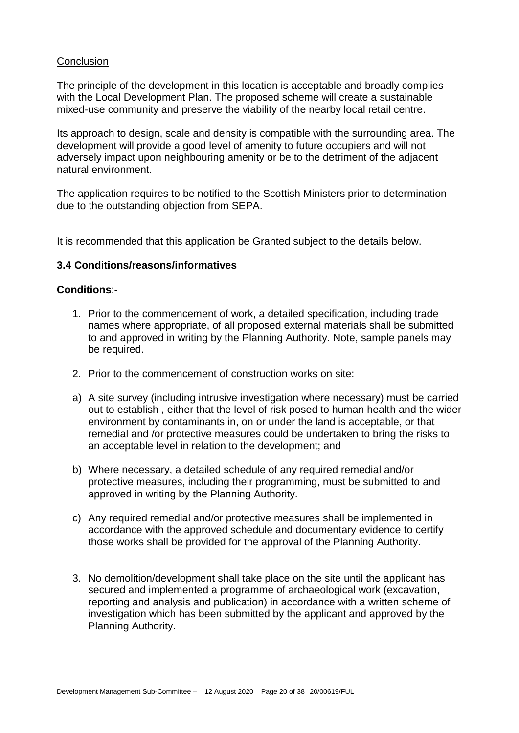Conclusion

The principle of the development in this location is acceptable and broadly complies with the Local Development Plan. The proposed scheme will create a sustainable mixed-use community and preserve the viability of the nearby local retail centre.

Its approach to design, scale and density is compatible with the surrounding area. The development will provide a good level of amenity to future occupiers and will not adversely impact upon neighbouring amenity or be to the detriment of the adjacent natural environment.

The application requires to be notified to the Scottish Ministers prior to determination due to the outstanding objection from SEPA.

It is recommended that this application be Granted subject to the details below.

### 3.4 Conditions/reasons/informatives

**Conditions**:-

1. Prior to the commencement of work, a detailed specification, including trade names where appropriate, of all proposed external materials shall be submitted to and approved in writing by the Planning Authority. Note, sample panels may be required.

2. Prior to the commencement of construction works on site:

a) A site survey (including intrusive investigation where necessary) must be carried out to establish , either that the level of risk posed to human health and the wider environment by contaminants in, on or under the land is acceptable, or that remedial and /or protective measures could be undertaken to bring the risks to an acceptable level in relation to the development; and

b) Where necessary, a detailed schedule of any required remedial and/or protective measures, including their programming, must be submitted to and approved in writing by the Planning Authority.

c) Any required remedial and/or protective measures shall be implemented in accordance with the approved schedule and documentary evidence to certify those works shall be provided for the approval of the Planning Authority.

3. No demolition/development shall take place on the site until the applicant has secured and implemented a programme of archaeological work (excavation, reporting and analysis and publication) in accordance with a written scheme of investigation which has been submitted by the applicant and approved by the Planning Authority.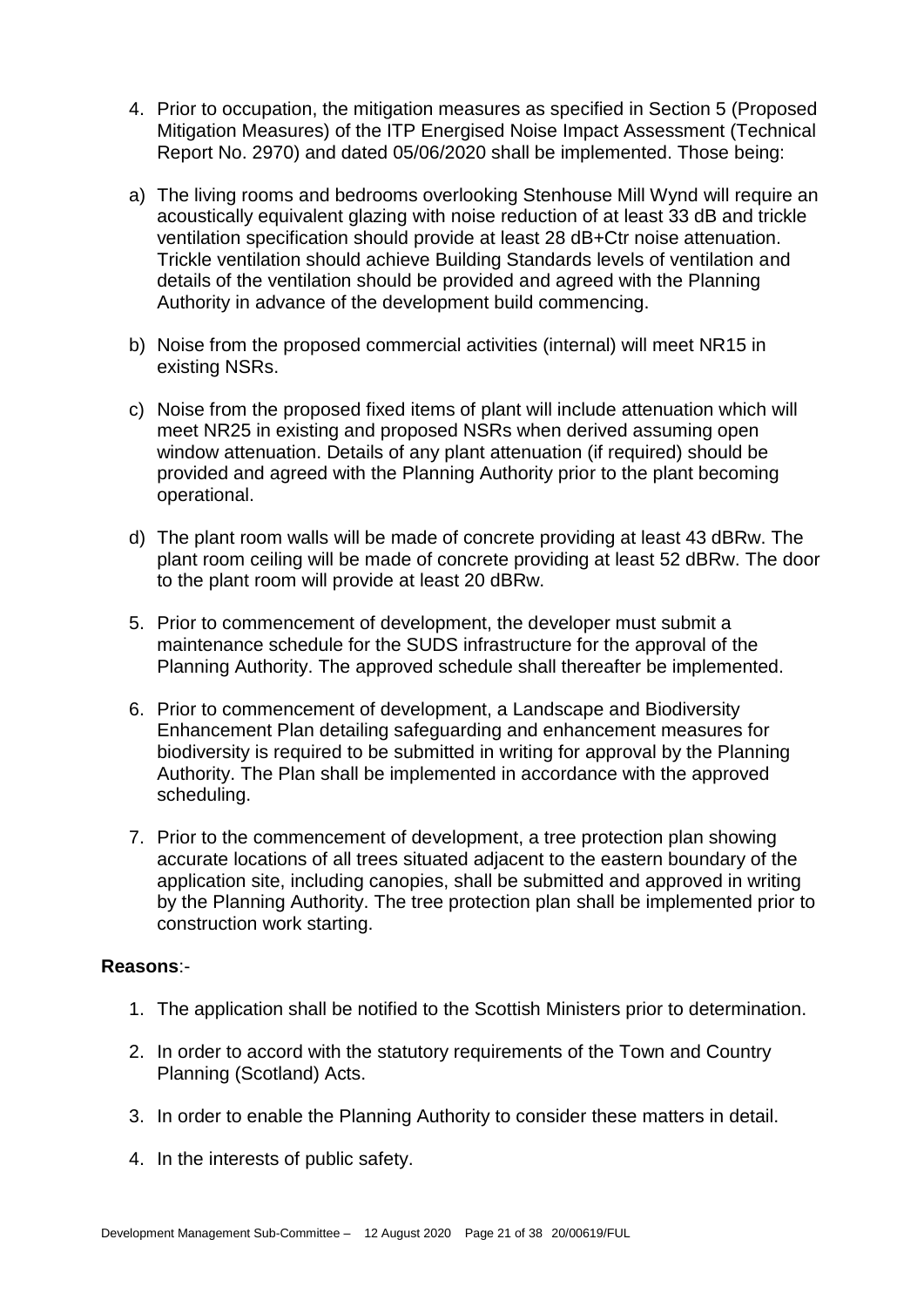4. Prior to occupation, the mitigation measures as specified in Section 5 (Proposed Mitigation Measures) of the ITP Energised Noise Impact Assessment (Technical Report No. 2970) and dated 05/06/2020 shall be implemented. Those being:

a) The living rooms and bedrooms overlooking Stenhouse Mill Wynd will require an acoustically equivalent glazing with noise reduction of at least 33 dB and trickle ventilation specification should provide at least 28 dB+Ctr noise attenuation. Trickle ventilation should achieve Building Standards levels of ventilation and details of the ventilation should be provided and agreed with the Planning Authority in advance of the development build commencing.

b) Noise from the proposed commercial activities (internal) will meet NR15 in existing NSRs.

c) Noise from the proposed fixed items of plant will include attenuation which will meet NR25 in existing and proposed NSRs when derived assuming open window attenuation. Details of any plant attenuation (if required) should be provided and agreed with the Planning Authority prior to the plant becoming operational.

d) The plant room walls will be made of concrete providing at least 43 dBRw. The plant room ceiling will be made of concrete providing at least 52 dBRw. The door to the plant room will provide at least 20 dBRw.

5. Prior to commencement of development, the developer must submit a maintenance schedule for the SUDS infrastructure for the approval of the Planning Authority. The approved schedule shall thereafter be implemented.

6. Prior to commencement of development, a Landscape and Biodiversity Enhancement Plan detailing safeguarding and enhancement measures for biodiversity is required to be submitted in writing for approval by the Planning Authority. The Plan shall be implemented in accordance with the approved scheduling.

7. Prior to the commencement of development, a tree protection plan showing accurate locations of all trees situated adjacent to the eastern boundary of the application site, including canopies, shall be submitted and approved in writing by the Planning Authority. The tree protection plan shall be implemented prior to construction work starting.

**Reasons**:-

1. The application shall be notified to the Scottish Ministers prior to determination.

2. In order to accord with the statutory requirements of the Town and Country Planning (Scotland) Acts.

3. In order to enable the Planning Authority to consider these matters in detail.

4. In the interests of public safety.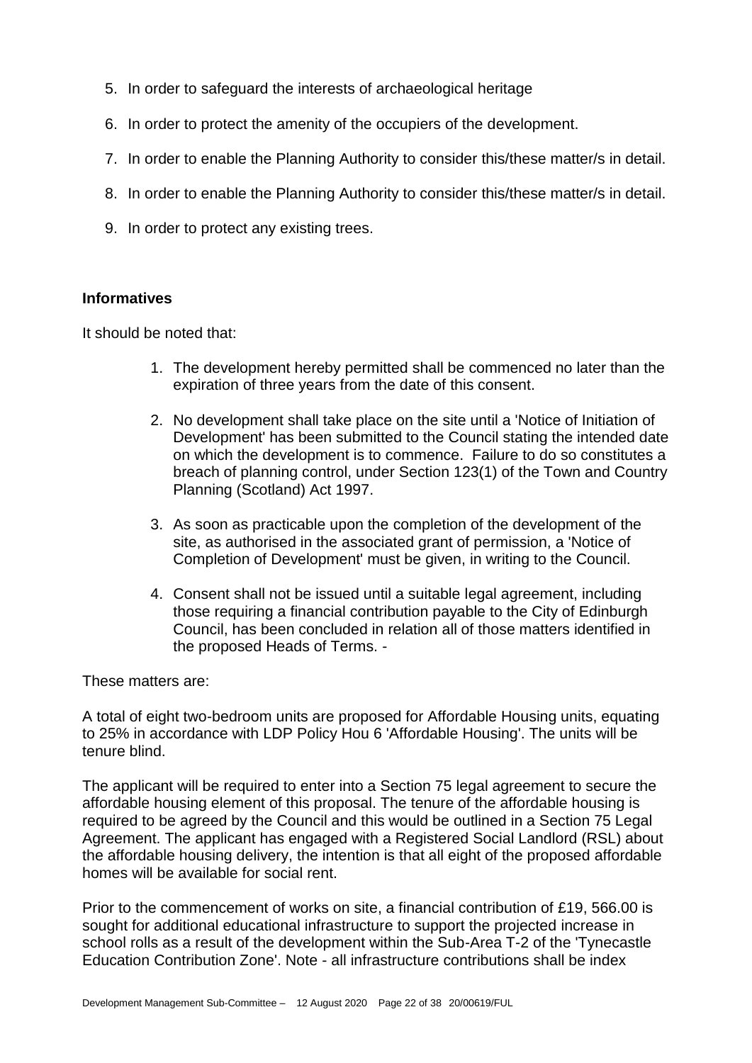5. In order to safeguard the interests of archaeological heritage
6. In order to protect the amenity of the occupiers of the development.
7. In order to enable the Planning Authority to consider this/these matter/s in detail.
8. In order to enable the Planning Authority to consider this/these matter/s in detail.
9. In order to protect any existing trees.

**Informatives**

It should be noted that:

1. The development hereby permitted shall be commenced no later than the expiration of three years from the date of this consent.
2. No development shall take place on the site until a 'Notice of Initiation of Development' has been submitted to the Council stating the intended date on which the development is to commence. Failure to do so constitutes a breach of planning control, under Section 123(1) of the Town and Country Planning (Scotland) Act 1997.
3. As soon as practicable upon the completion of the development of the site, as authorised in the associated grant of permission, a 'Notice of Completion of Development' must be given, in writing to the Council.
4. Consent shall not be issued until a suitable legal agreement, including those requiring a financial contribution payable to the City of Edinburgh Council, has been concluded in relation all of those matters identified in the proposed Heads of Terms. -

These matters are:

A total of eight two-bedroom units are proposed for Affordable Housing units, equating to 25% in accordance with LDP Policy Hou 6 'Affordable Housing'. The units will be tenure blind.

The applicant will be required to enter into a Section 75 legal agreement to secure the affordable housing element of this proposal. The tenure of the affordable housing is required to be agreed by the Council and this would be outlined in a Section 75 Legal Agreement. The applicant has engaged with a Registered Social Landlord (RSL) about the affordable housing delivery, the intention is that all eight of the proposed affordable homes will be available for social rent.

Prior to the commencement of works on site, a financial contribution of £19, 566.00 is sought for additional educational infrastructure to support the projected increase in school rolls as a result of the development within the Sub-Area T-2 of the 'Tynecastle Education Contribution Zone'. Note - all infrastructure contributions shall be index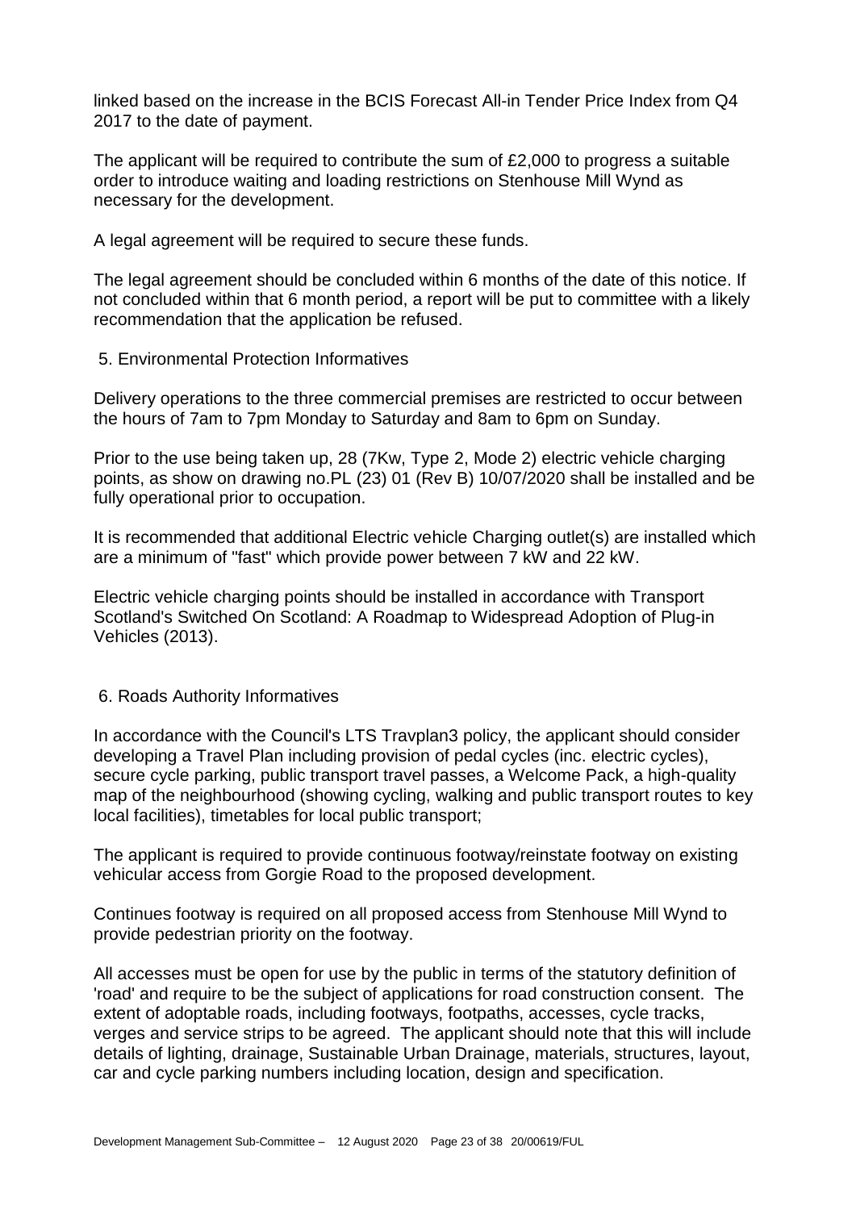linked based on the increase in the BCIS Forecast All-in Tender Price Index from Q4 2017 to the date of payment.

The applicant will be required to contribute the sum of £2,000 to progress a suitable order to introduce waiting and loading restrictions on Stenhouse Mill Wynd as necessary for the development.

A legal agreement will be required to secure these funds.

The legal agreement should be concluded within 6 months of the date of this notice. If not concluded within that 6 month period, a report will be put to committee with a likely recommendation that the application be refused.

5. Environmental Protection Informatives

Delivery operations to the three commercial premises are restricted to occur between the hours of 7am to 7pm Monday to Saturday and 8am to 6pm on Sunday.

Prior to the use being taken up, 28 (7Kw, Type 2, Mode 2) electric vehicle charging points, as show on drawing no.PL (23) 01 (Rev B) 10/07/2020 shall be installed and be fully operational prior to occupation.

It is recommended that additional Electric vehicle Charging outlet(s) are installed which are a minimum of "fast" which provide power between 7 kW and 22 kW.

Electric vehicle charging points should be installed in accordance with Transport Scotland's Switched On Scotland: A Roadmap to Widespread Adoption of Plug-in Vehicles (2013).

6. Roads Authority Informatives

In accordance with the Council's LTS Travplan3 policy, the applicant should consider developing a Travel Plan including provision of pedal cycles (inc. electric cycles), secure cycle parking, public transport travel passes, a Welcome Pack, a high-quality map of the neighbourhood (showing cycling, walking and public transport routes to key local facilities), timetables for local public transport;

The applicant is required to provide continuous footway/reinstate footway on existing vehicular access from Gorgie Road to the proposed development.

Continues footway is required on all proposed access from Stenhouse Mill Wynd to provide pedestrian priority on the footway.

All accesses must be open for use by the public in terms of the statutory definition of 'road' and require to be the subject of applications for road construction consent. The extent of adoptable roads, including footways, footpaths, accesses, cycle tracks, verges and service strips to be agreed. The applicant should note that this will include details of lighting, drainage, Sustainable Urban Drainage, materials, structures, layout, car and cycle parking numbers including location, design and specification.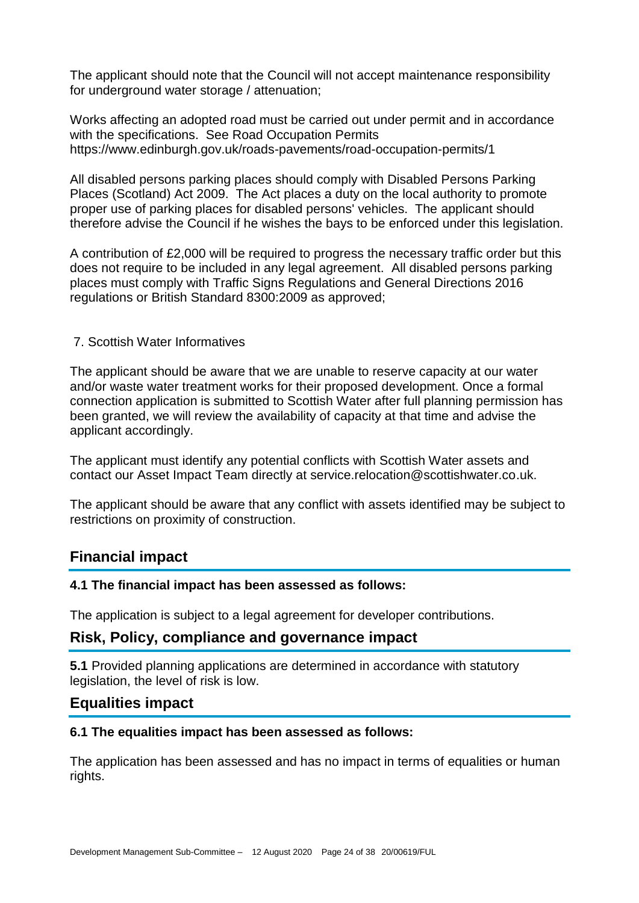The applicant should note that the Council will not accept maintenance responsibility for underground water storage / attenuation;

Works affecting an adopted road must be carried out under permit and in accordance with the specifications. See Road Occupation Permits https://www.edinburgh.gov.uk/roads-pavements/road-occupation-permits/1

All disabled persons parking places should comply with Disabled Persons Parking Places (Scotland) Act 2009. The Act places a duty on the local authority to promote proper use of parking places for disabled persons' vehicles. The applicant should therefore advise the Council if he wishes the bays to be enforced under this legislation.

A contribution of £2,000 will be required to progress the necessary traffic order but this does not require to be included in any legal agreement. All disabled persons parking places must comply with Traffic Signs Regulations and General Directions 2016 regulations or British Standard 8300:2009 as approved;

7. Scottish Water Informatives

The applicant should be aware that we are unable to reserve capacity at our water and/or waste water treatment works for their proposed development. Once a formal connection application is submitted to Scottish Water after full planning permission has been granted, we will review the availability of capacity at that time and advise the applicant accordingly.

The applicant must identify any potential conflicts with Scottish Water assets and contact our Asset Impact Team directly at service.relocation@scottishwater.co.uk.

The applicant should be aware that any conflict with assets identified may be subject to restrictions on proximity of construction.

## Financial impact

**4.1 The financial impact has been assessed as follows:**

The application is subject to a legal agreement for developer contributions.

## Risk, Policy, compliance and governance impact

**5.1** Provided planning applications are determined in accordance with statutory legislation, the level of risk is low.

## Equalities impact

**6.1 The equalities impact has been assessed as follows:**

The application has been assessed and has no impact in terms of equalities or human rights.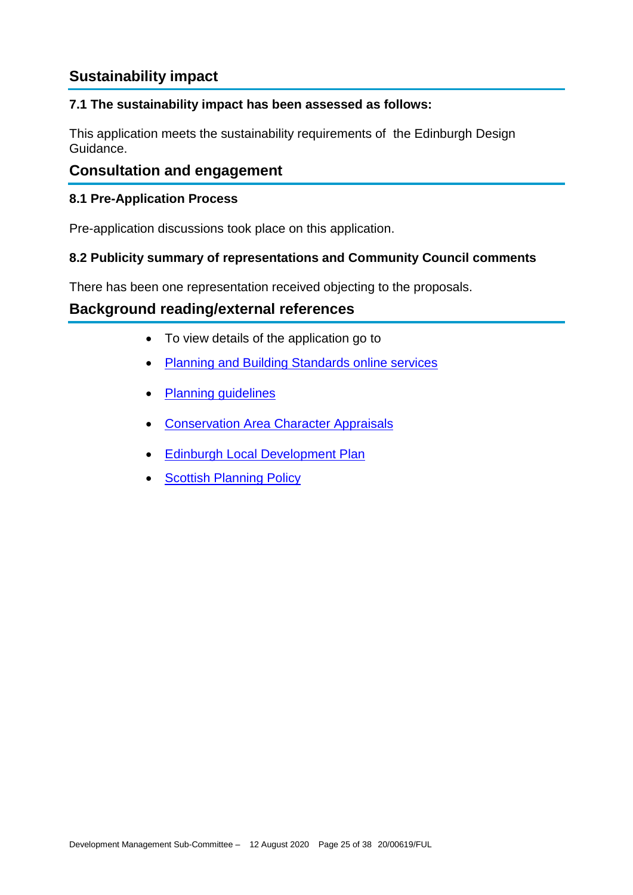## Sustainability impact

### 7.1 The sustainability impact has been assessed as follows:

This application meets the sustainability requirements of the Edinburgh Design Guidance.

## Consultation and engagement

### 8.1 Pre-Application Process

Pre-application discussions took place on this application.

### 8.2 Publicity summary of representations and Community Council comments

There has been one representation received objecting to the proposals.

## Background reading/external references

- To view details of the application go to
- Planning and Building Standards online services
- Planning guidelines
- Conservation Area Character Appraisals
- Edinburgh Local Development Plan
- Scottish Planning Policy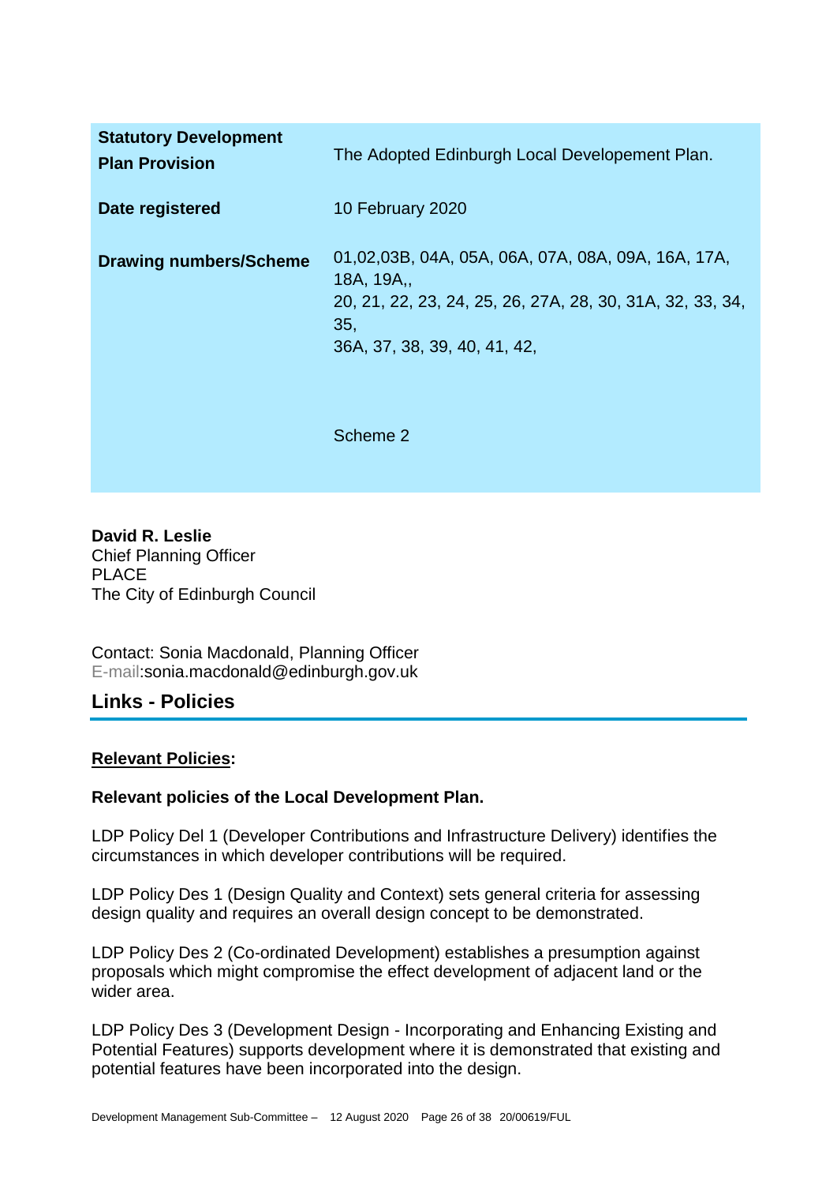| | |
|---|---|
| **Statutory Development Plan Provision** | The Adopted Edinburgh Local Developement Plan. |
| **Date registered** | 10 February 2020 |
| **Drawing numbers/Scheme** | 01,02,03B, 04A, 05A, 06A, 07A, 08A, 09A, 16A, 17A, 18A, 19A,, 20, 21, 22, 23, 24, 25, 26, 27A, 28, 30, 31A, 32, 33, 34, 35, 36A, 37, 38, 39, 40, 41, 42,<br><br>Scheme 2 |

**David R. Leslie**
Chief Planning Officer
PLACE
The City of Edinburgh Council

Contact: Sonia Macdonald, Planning Officer
E-mail:sonia.macdonald@edinburgh.gov.uk

## Links - Policies

**Relevant Policies:**

**Relevant policies of the Local Development Plan.**

LDP Policy Del 1 (Developer Contributions and Infrastructure Delivery) identifies the circumstances in which developer contributions will be required.

LDP Policy Des 1 (Design Quality and Context) sets general criteria for assessing design quality and requires an overall design concept to be demonstrated.

LDP Policy Des 2 (Co-ordinated Development) establishes a presumption against proposals which might compromise the effect development of adjacent land or the wider area.

LDP Policy Des 3 (Development Design - Incorporating and Enhancing Existing and Potential Features) supports development where it is demonstrated that existing and potential features have been incorporated into the design.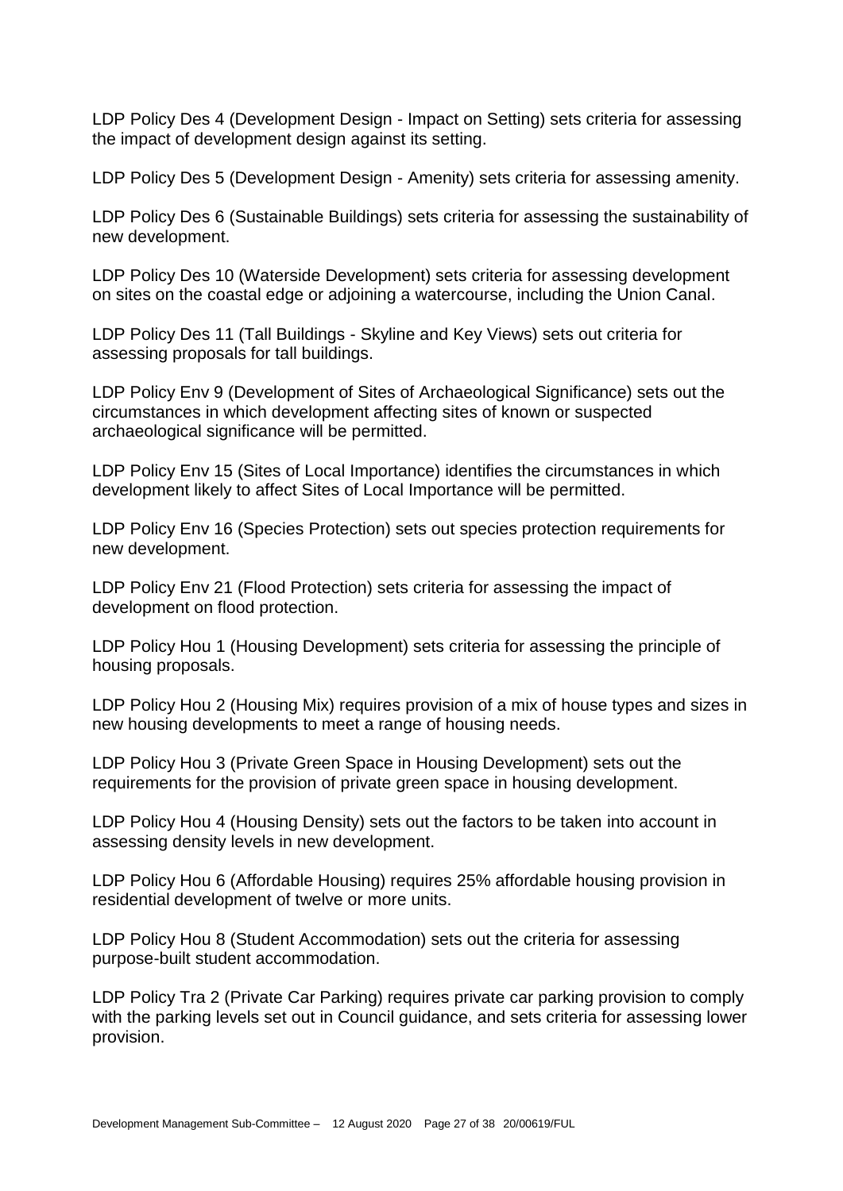LDP Policy Des 4 (Development Design - Impact on Setting) sets criteria for assessing the impact of development design against its setting.

LDP Policy Des 5 (Development Design - Amenity) sets criteria for assessing amenity.

LDP Policy Des 6 (Sustainable Buildings) sets criteria for assessing the sustainability of new development.

LDP Policy Des 10 (Waterside Development) sets criteria for assessing development on sites on the coastal edge or adjoining a watercourse, including the Union Canal.

LDP Policy Des 11 (Tall Buildings - Skyline and Key Views) sets out criteria for assessing proposals for tall buildings.

LDP Policy Env 9 (Development of Sites of Archaeological Significance) sets out the circumstances in which development affecting sites of known or suspected archaeological significance will be permitted.

LDP Policy Env 15 (Sites of Local Importance) identifies the circumstances in which development likely to affect Sites of Local Importance will be permitted.

LDP Policy Env 16 (Species Protection) sets out species protection requirements for new development.

LDP Policy Env 21 (Flood Protection) sets criteria for assessing the impact of development on flood protection.

LDP Policy Hou 1 (Housing Development) sets criteria for assessing the principle of housing proposals.

LDP Policy Hou 2 (Housing Mix) requires provision of a mix of house types and sizes in new housing developments to meet a range of housing needs.

LDP Policy Hou 3 (Private Green Space in Housing Development) sets out the requirements for the provision of private green space in housing development.

LDP Policy Hou 4 (Housing Density) sets out the factors to be taken into account in assessing density levels in new development.

LDP Policy Hou 6 (Affordable Housing) requires 25% affordable housing provision in residential development of twelve or more units.

LDP Policy Hou 8 (Student Accommodation) sets out the criteria for assessing purpose-built student accommodation.

LDP Policy Tra 2 (Private Car Parking) requires private car parking provision to comply with the parking levels set out in Council guidance, and sets criteria for assessing lower provision.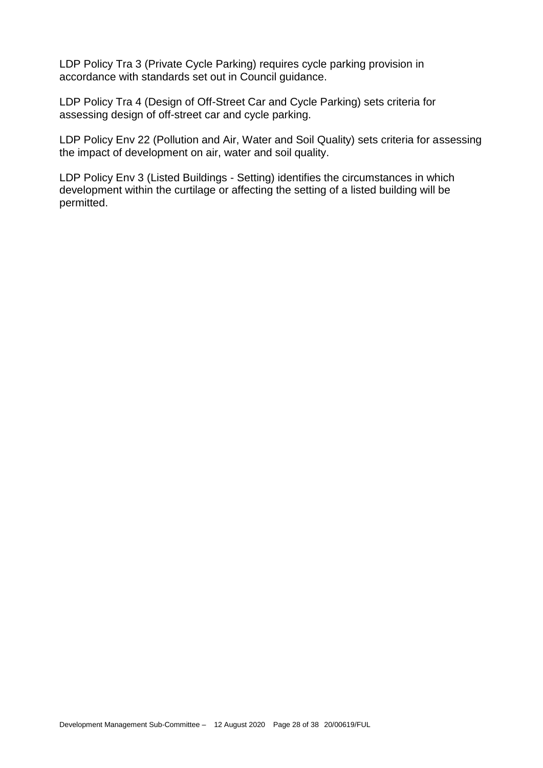LDP Policy Tra 3 (Private Cycle Parking) requires cycle parking provision in accordance with standards set out in Council guidance.

LDP Policy Tra 4 (Design of Off-Street Car and Cycle Parking) sets criteria for assessing design of off-street car and cycle parking.

LDP Policy Env 22 (Pollution and Air, Water and Soil Quality) sets criteria for assessing the impact of development on air, water and soil quality.

LDP Policy Env 3 (Listed Buildings - Setting) identifies the circumstances in which development within the curtilage or affecting the setting of a listed building will be permitted.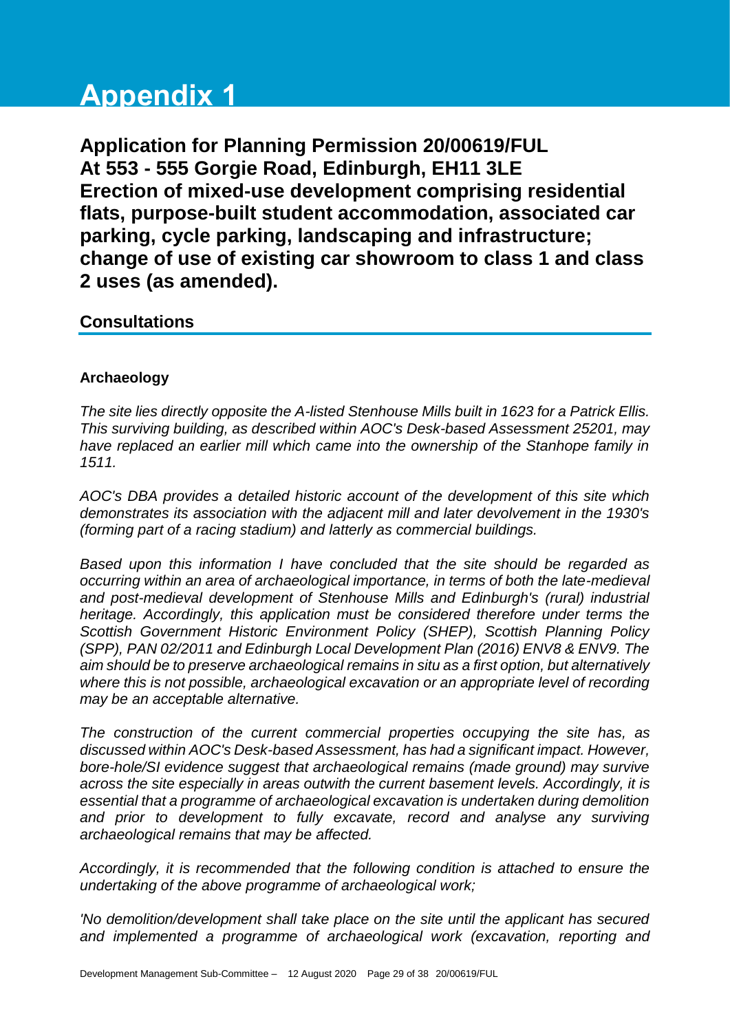# Appendix 1

## Application for Planning Permission 20/00619/FUL At 553 - 555 Gorgie Road, Edinburgh, EH11 3LE Erection of mixed-use development comprising residential flats, purpose-built student accommodation, associated car parking, cycle parking, landscaping and infrastructure; change of use of existing car showroom to class 1 and class 2 uses (as amended).

### Consultations

**Archaeology**

*The site lies directly opposite the A-listed Stenhouse Mills built in 1623 for a Patrick Ellis. This surviving building, as described within AOC's Desk-based Assessment 25201, may have replaced an earlier mill which came into the ownership of the Stanhope family in 1511.*

*AOC's DBA provides a detailed historic account of the development of this site which demonstrates its association with the adjacent mill and later devolvement in the 1930's (forming part of a racing stadium) and latterly as commercial buildings.*

*Based upon this information I have concluded that the site should be regarded as occurring within an area of archaeological importance, in terms of both the late-medieval and post-medieval development of Stenhouse Mills and Edinburgh's (rural) industrial heritage. Accordingly, this application must be considered therefore under terms the Scottish Government Historic Environment Policy (SHEP), Scottish Planning Policy (SPP), PAN 02/2011 and Edinburgh Local Development Plan (2016) ENV8 & ENV9. The aim should be to preserve archaeological remains in situ as a first option, but alternatively where this is not possible, archaeological excavation or an appropriate level of recording may be an acceptable alternative.*

*The construction of the current commercial properties occupying the site has, as discussed within AOC's Desk-based Assessment, has had a significant impact. However, bore-hole/SI evidence suggest that archaeological remains (made ground) may survive across the site especially in areas outwith the current basement levels. Accordingly, it is essential that a programme of archaeological excavation is undertaken during demolition and prior to development to fully excavate, record and analyse any surviving archaeological remains that may be affected.*

*Accordingly, it is recommended that the following condition is attached to ensure the undertaking of the above programme of archaeological work;*

*'No demolition/development shall take place on the site until the applicant has secured and implemented a programme of archaeological work (excavation, reporting and*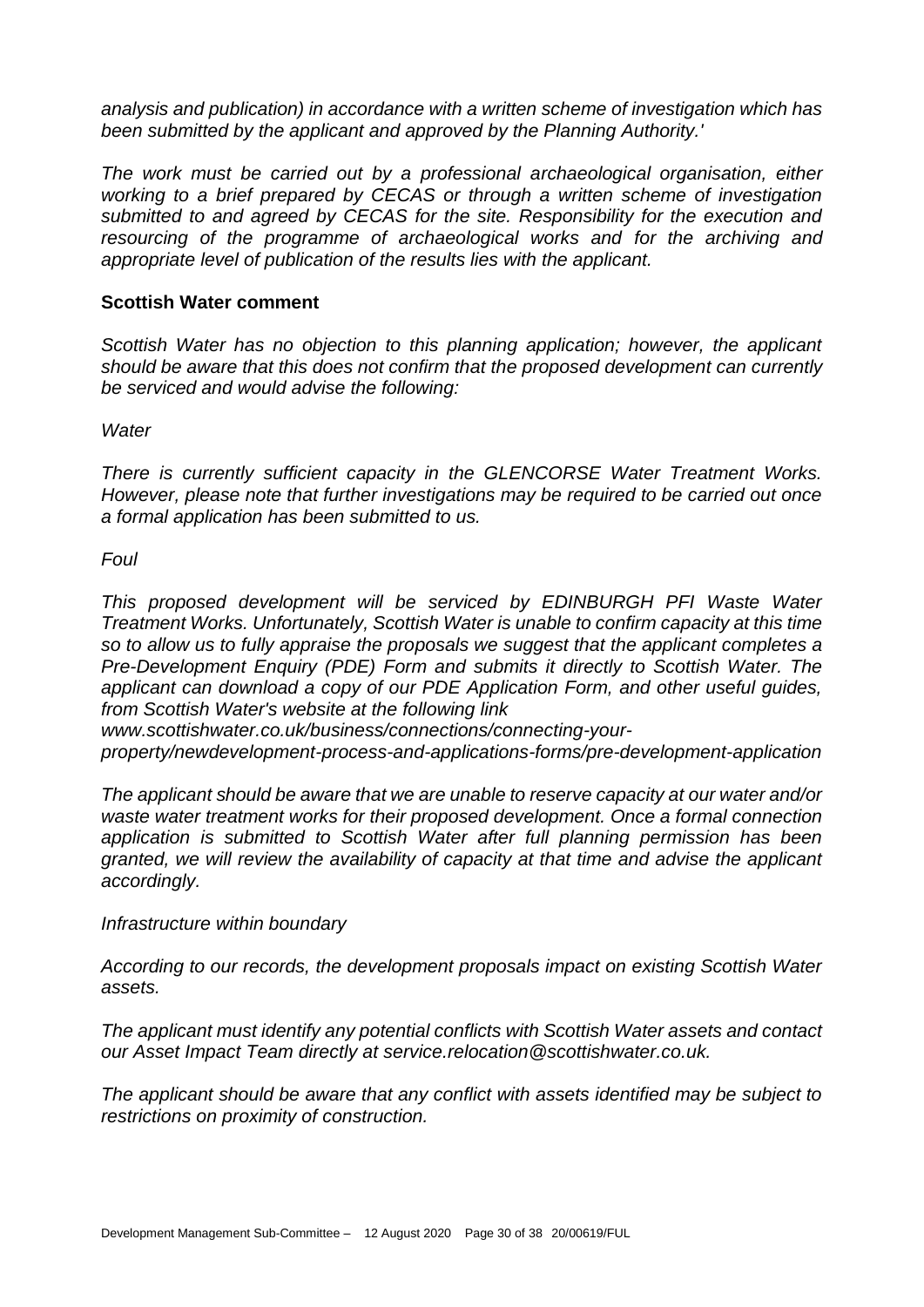*analysis and publication) in accordance with a written scheme of investigation which has been submitted by the applicant and approved by the Planning Authority.'*

*The work must be carried out by a professional archaeological organisation, either working to a brief prepared by CECAS or through a written scheme of investigation submitted to and agreed by CECAS for the site. Responsibility for the execution and resourcing of the programme of archaeological works and for the archiving and appropriate level of publication of the results lies with the applicant.*

**Scottish Water comment**

*Scottish Water has no objection to this planning application; however, the applicant should be aware that this does not confirm that the proposed development can currently be serviced and would advise the following:*

*Water*

*There is currently sufficient capacity in the GLENCORSE Water Treatment Works. However, please note that further investigations may be required to be carried out once a formal application has been submitted to us.*

*Foul*

*This proposed development will be serviced by EDINBURGH PFI Waste Water Treatment Works. Unfortunately, Scottish Water is unable to confirm capacity at this time so to allow us to fully appraise the proposals we suggest that the applicant completes a Pre-Development Enquiry (PDE) Form and submits it directly to Scottish Water. The applicant can download a copy of our PDE Application Form, and other useful guides, from Scottish Water's website at the following link www.scottishwater.co.uk/business/connections/connecting-your-property/newdevelopment-process-and-applications-forms/pre-development-application*

*The applicant should be aware that we are unable to reserve capacity at our water and/or waste water treatment works for their proposed development. Once a formal connection application is submitted to Scottish Water after full planning permission has been granted, we will review the availability of capacity at that time and advise the applicant accordingly.*

*Infrastructure within boundary*

*According to our records, the development proposals impact on existing Scottish Water assets.*

*The applicant must identify any potential conflicts with Scottish Water assets and contact our Asset Impact Team directly at service.relocation@scottishwater.co.uk.*

*The applicant should be aware that any conflict with assets identified may be subject to restrictions on proximity of construction.*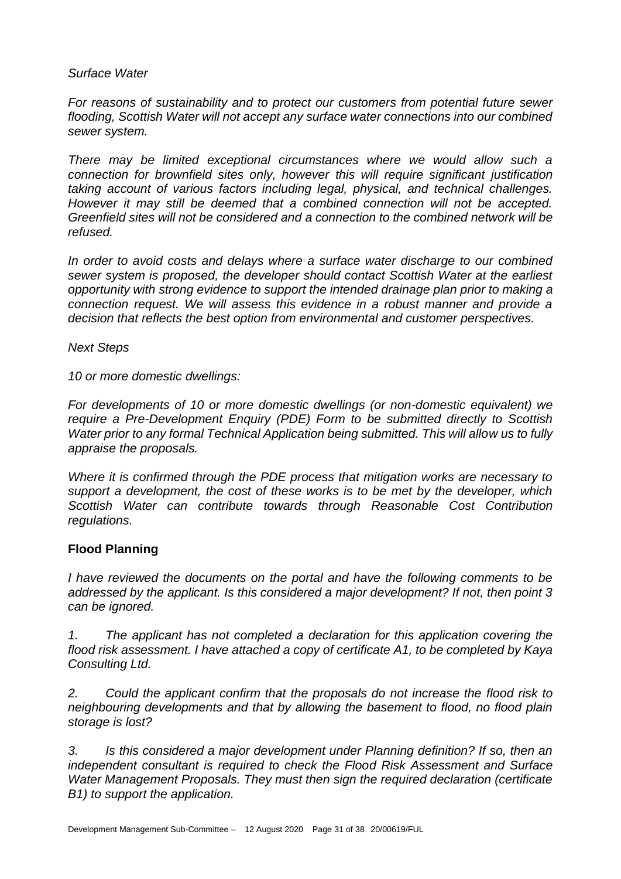*Surface Water*

*For reasons of sustainability and to protect our customers from potential future sewer flooding, Scottish Water will not accept any surface water connections into our combined sewer system.*

*There may be limited exceptional circumstances where we would allow such a connection for brownfield sites only, however this will require significant justification taking account of various factors including legal, physical, and technical challenges. However it may still be deemed that a combined connection will not be accepted. Greenfield sites will not be considered and a connection to the combined network will be refused.*

*In order to avoid costs and delays where a surface water discharge to our combined sewer system is proposed, the developer should contact Scottish Water at the earliest opportunity with strong evidence to support the intended drainage plan prior to making a connection request. We will assess this evidence in a robust manner and provide a decision that reflects the best option from environmental and customer perspectives.*

*Next Steps*

*10 or more domestic dwellings:*

*For developments of 10 or more domestic dwellings (or non-domestic equivalent) we require a Pre-Development Enquiry (PDE) Form to be submitted directly to Scottish Water prior to any formal Technical Application being submitted. This will allow us to fully appraise the proposals.*

*Where it is confirmed through the PDE process that mitigation works are necessary to support a development, the cost of these works is to be met by the developer, which Scottish Water can contribute towards through Reasonable Cost Contribution regulations.*

**Flood Planning**

*I have reviewed the documents on the portal and have the following comments to be addressed by the applicant. Is this considered a major development? If not, then point 3 can be ignored.*

*1. The applicant has not completed a declaration for this application covering the flood risk assessment. I have attached a copy of certificate A1, to be completed by Kaya Consulting Ltd.*

*2. Could the applicant confirm that the proposals do not increase the flood risk to neighbouring developments and that by allowing the basement to flood, no flood plain storage is lost?*

*3. Is this considered a major development under Planning definition? If so, then an independent consultant is required to check the Flood Risk Assessment and Surface Water Management Proposals. They must then sign the required declaration (certificate B1) to support the application.*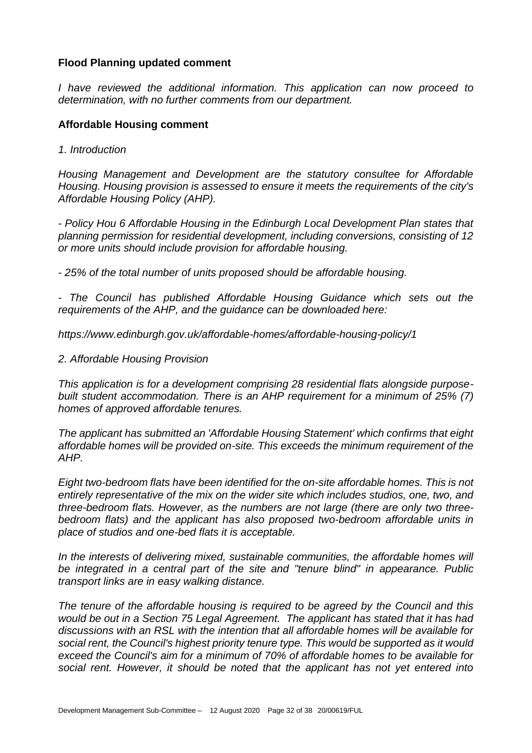**Flood Planning updated comment**

*I have reviewed the additional information. This application can now proceed to determination, with no further comments from our department.*

**Affordable Housing comment**

*1. Introduction*

*Housing Management and Development are the statutory consultee for Affordable Housing. Housing provision is assessed to ensure it meets the requirements of the city's Affordable Housing Policy (AHP).*

*- Policy Hou 6 Affordable Housing in the Edinburgh Local Development Plan states that planning permission for residential development, including conversions, consisting of 12 or more units should include provision for affordable housing.*

*- 25% of the total number of units proposed should be affordable housing.*

*- The Council has published Affordable Housing Guidance which sets out the requirements of the AHP, and the guidance can be downloaded here:*

*https://www.edinburgh.gov.uk/affordable-homes/affordable-housing-policy/1*

*2. Affordable Housing Provision*

*This application is for a development comprising 28 residential flats alongside purpose-built student accommodation. There is an AHP requirement for a minimum of 25% (7) homes of approved affordable tenures.*

*The applicant has submitted an 'Affordable Housing Statement' which confirms that eight affordable homes will be provided on-site. This exceeds the minimum requirement of the AHP.*

*Eight two-bedroom flats have been identified for the on-site affordable homes. This is not entirely representative of the mix on the wider site which includes studios, one, two, and three-bedroom flats. However, as the numbers are not large (there are only two three-bedroom flats) and the applicant has also proposed two-bedroom affordable units in place of studios and one-bed flats it is acceptable.*

*In the interests of delivering mixed, sustainable communities, the affordable homes will be integrated in a central part of the site and "tenure blind" in appearance. Public transport links are in easy walking distance.*

*The tenure of the affordable housing is required to be agreed by the Council and this would be out in a Section 75 Legal Agreement. The applicant has stated that it has had discussions with an RSL with the intention that all affordable homes will be available for social rent, the Council's highest priority tenure type. This would be supported as it would exceed the Council's aim for a minimum of 70% of affordable homes to be available for social rent. However, it should be noted that the applicant has not yet entered into*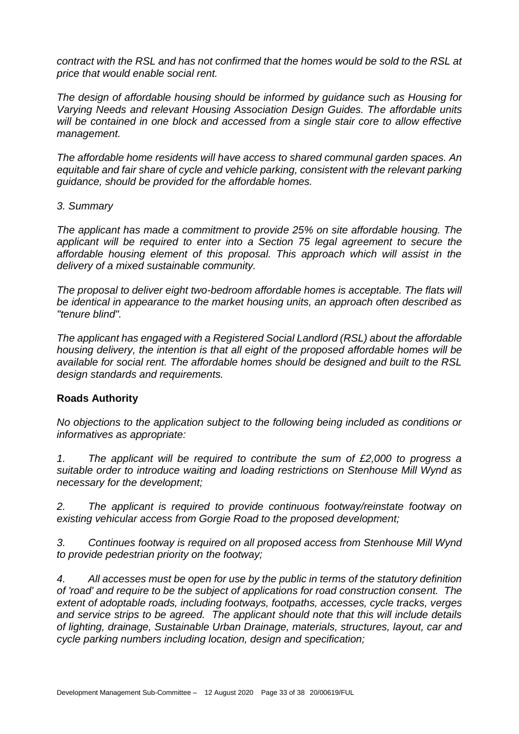*contract with the RSL and has not confirmed that the homes would be sold to the RSL at price that would enable social rent.*

*The design of affordable housing should be informed by guidance such as Housing for Varying Needs and relevant Housing Association Design Guides. The affordable units will be contained in one block and accessed from a single stair core to allow effective management.*

*The affordable home residents will have access to shared communal garden spaces. An equitable and fair share of cycle and vehicle parking, consistent with the relevant parking guidance, should be provided for the affordable homes.*

*3. Summary*

*The applicant has made a commitment to provide 25% on site affordable housing. The applicant will be required to enter into a Section 75 legal agreement to secure the affordable housing element of this proposal. This approach which will assist in the delivery of a mixed sustainable community.*

*The proposal to deliver eight two-bedroom affordable homes is acceptable. The flats will be identical in appearance to the market housing units, an approach often described as "tenure blind".*

*The applicant has engaged with a Registered Social Landlord (RSL) about the affordable housing delivery, the intention is that all eight of the proposed affordable homes will be available for social rent. The affordable homes should be designed and built to the RSL design standards and requirements.*

**Roads Authority**

*No objections to the application subject to the following being included as conditions or informatives as appropriate:*

*1. The applicant will be required to contribute the sum of £2,000 to progress a suitable order to introduce waiting and loading restrictions on Stenhouse Mill Wynd as necessary for the development;*

*2. The applicant is required to provide continuous footway/reinstate footway on existing vehicular access from Gorgie Road to the proposed development;*

*3. Continues footway is required on all proposed access from Stenhouse Mill Wynd to provide pedestrian priority on the footway;*

*4. All accesses must be open for use by the public in terms of the statutory definition of 'road' and require to be the subject of applications for road construction consent. The extent of adoptable roads, including footways, footpaths, accesses, cycle tracks, verges and service strips to be agreed. The applicant should note that this will include details of lighting, drainage, Sustainable Urban Drainage, materials, structures, layout, car and cycle parking numbers including location, design and specification;*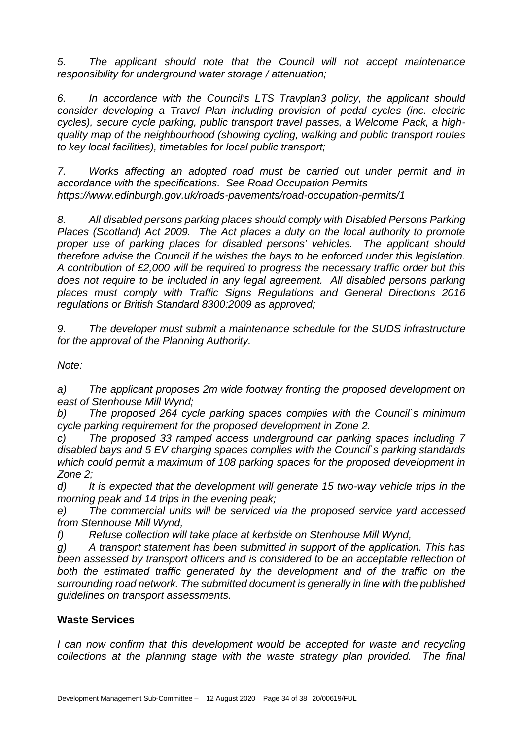*5. The applicant should note that the Council will not accept maintenance responsibility for underground water storage / attenuation;*

*6. In accordance with the Council's LTS Travplan3 policy, the applicant should consider developing a Travel Plan including provision of pedal cycles (inc. electric cycles), secure cycle parking, public transport travel passes, a Welcome Pack, a high-quality map of the neighbourhood (showing cycling, walking and public transport routes to key local facilities), timetables for local public transport;*

*7. Works affecting an adopted road must be carried out under permit and in accordance with the specifications. See Road Occupation Permits https://www.edinburgh.gov.uk/roads-pavements/road-occupation-permits/1*

*8. All disabled persons parking places should comply with Disabled Persons Parking Places (Scotland) Act 2009. The Act places a duty on the local authority to promote proper use of parking places for disabled persons' vehicles. The applicant should therefore advise the Council if he wishes the bays to be enforced under this legislation. A contribution of £2,000 will be required to progress the necessary traffic order but this does not require to be included in any legal agreement. All disabled persons parking places must comply with Traffic Signs Regulations and General Directions 2016 regulations or British Standard 8300:2009 as approved;*

*9. The developer must submit a maintenance schedule for the SUDS infrastructure for the approval of the Planning Authority.*

*Note:*

*a) The applicant proposes 2m wide footway fronting the proposed development on east of Stenhouse Mill Wynd;*
*b) The proposed 264 cycle parking spaces complies with the Council`s minimum cycle parking requirement for the proposed development in Zone 2.*
*c) The proposed 33 ramped access underground car parking spaces including 7 disabled bays and 5 EV charging spaces complies with the Council`s parking standards which could permit a maximum of 108 parking spaces for the proposed development in Zone 2;*
*d) It is expected that the development will generate 15 two-way vehicle trips in the morning peak and 14 trips in the evening peak;*
*e) The commercial units will be serviced via the proposed service yard accessed from Stenhouse Mill Wynd,*
*f) Refuse collection will take place at kerbside on Stenhouse Mill Wynd,*
*g) A transport statement has been submitted in support of the application. This has been assessed by transport officers and is considered to be an acceptable reflection of both the estimated traffic generated by the development and of the traffic on the surrounding road network. The submitted document is generally in line with the published guidelines on transport assessments.*

**Waste Services**

*I can now confirm that this development would be accepted for waste and recycling collections at the planning stage with the waste strategy plan provided. The final*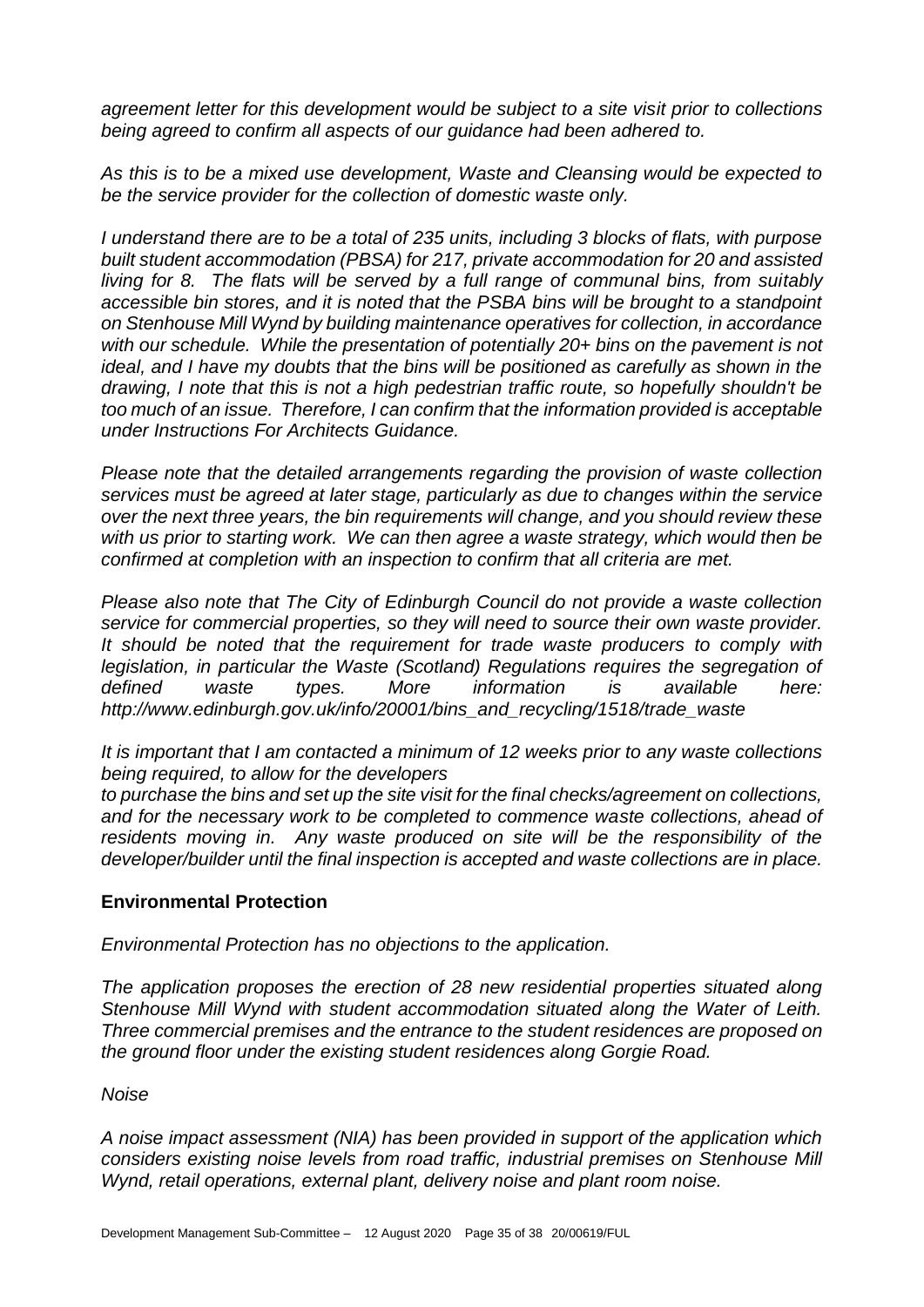*agreement letter for this development would be subject to a site visit prior to collections being agreed to confirm all aspects of our guidance had been adhered to.*

*As this is to be a mixed use development, Waste and Cleansing would be expected to be the service provider for the collection of domestic waste only.*

*I understand there are to be a total of 235 units, including 3 blocks of flats, with purpose built student accommodation (PBSA) for 217, private accommodation for 20 and assisted living for 8. The flats will be served by a full range of communal bins, from suitably accessible bin stores, and it is noted that the PSBA bins will be brought to a standpoint on Stenhouse Mill Wynd by building maintenance operatives for collection, in accordance with our schedule. While the presentation of potentially 20+ bins on the pavement is not ideal, and I have my doubts that the bins will be positioned as carefully as shown in the drawing, I note that this is not a high pedestrian traffic route, so hopefully shouldn't be too much of an issue. Therefore, I can confirm that the information provided is acceptable under Instructions For Architects Guidance.*

*Please note that the detailed arrangements regarding the provision of waste collection services must be agreed at later stage, particularly as due to changes within the service over the next three years, the bin requirements will change, and you should review these with us prior to starting work. We can then agree a waste strategy, which would then be confirmed at completion with an inspection to confirm that all criteria are met.*

*Please also note that The City of Edinburgh Council do not provide a waste collection service for commercial properties, so they will need to source their own waste provider. It should be noted that the requirement for trade waste producers to comply with legislation, in particular the Waste (Scotland) Regulations requires the segregation of defined waste types. More information is available here: http://www.edinburgh.gov.uk/info/20001/bins_and_recycling/1518/trade_waste*

*It is important that I am contacted a minimum of 12 weeks prior to any waste collections being required, to allow for the developers to purchase the bins and set up the site visit for the final checks/agreement on collections, and for the necessary work to be completed to commence waste collections, ahead of residents moving in. Any waste produced on site will be the responsibility of the developer/builder until the final inspection is accepted and waste collections are in place.*

**Environmental Protection**

*Environmental Protection has no objections to the application.*

*The application proposes the erection of 28 new residential properties situated along Stenhouse Mill Wynd with student accommodation situated along the Water of Leith. Three commercial premises and the entrance to the student residences are proposed on the ground floor under the existing student residences along Gorgie Road.*

*Noise*

*A noise impact assessment (NIA) has been provided in support of the application which considers existing noise levels from road traffic, industrial premises on Stenhouse Mill Wynd, retail operations, external plant, delivery noise and plant room noise.*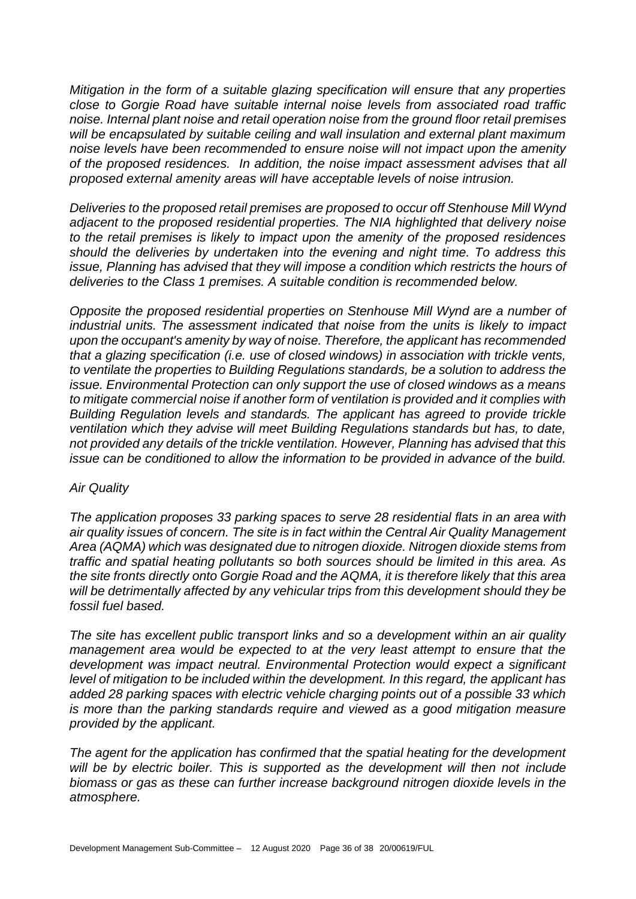*Mitigation in the form of a suitable glazing specification will ensure that any properties close to Gorgie Road have suitable internal noise levels from associated road traffic noise. Internal plant noise and retail operation noise from the ground floor retail premises will be encapsulated by suitable ceiling and wall insulation and external plant maximum noise levels have been recommended to ensure noise will not impact upon the amenity of the proposed residences. In addition, the noise impact assessment advises that all proposed external amenity areas will have acceptable levels of noise intrusion.*

*Deliveries to the proposed retail premises are proposed to occur off Stenhouse Mill Wynd adjacent to the proposed residential properties. The NIA highlighted that delivery noise to the retail premises is likely to impact upon the amenity of the proposed residences should the deliveries by undertaken into the evening and night time. To address this issue, Planning has advised that they will impose a condition which restricts the hours of deliveries to the Class 1 premises. A suitable condition is recommended below.*

*Opposite the proposed residential properties on Stenhouse Mill Wynd are a number of industrial units. The assessment indicated that noise from the units is likely to impact upon the occupant's amenity by way of noise. Therefore, the applicant has recommended that a glazing specification (i.e. use of closed windows) in association with trickle vents, to ventilate the properties to Building Regulations standards, be a solution to address the issue. Environmental Protection can only support the use of closed windows as a means to mitigate commercial noise if another form of ventilation is provided and it complies with Building Regulation levels and standards. The applicant has agreed to provide trickle ventilation which they advise will meet Building Regulations standards but has, to date, not provided any details of the trickle ventilation. However, Planning has advised that this issue can be conditioned to allow the information to be provided in advance of the build.*

*Air Quality*

*The application proposes 33 parking spaces to serve 28 residential flats in an area with air quality issues of concern. The site is in fact within the Central Air Quality Management Area (AQMA) which was designated due to nitrogen dioxide. Nitrogen dioxide stems from traffic and spatial heating pollutants so both sources should be limited in this area. As the site fronts directly onto Gorgie Road and the AQMA, it is therefore likely that this area will be detrimentally affected by any vehicular trips from this development should they be fossil fuel based.*

*The site has excellent public transport links and so a development within an air quality management area would be expected to at the very least attempt to ensure that the development was impact neutral. Environmental Protection would expect a significant level of mitigation to be included within the development. In this regard, the applicant has added 28 parking spaces with electric vehicle charging points out of a possible 33 which is more than the parking standards require and viewed as a good mitigation measure provided by the applicant.*

*The agent for the application has confirmed that the spatial heating for the development will be by electric boiler. This is supported as the development will then not include biomass or gas as these can further increase background nitrogen dioxide levels in the atmosphere.*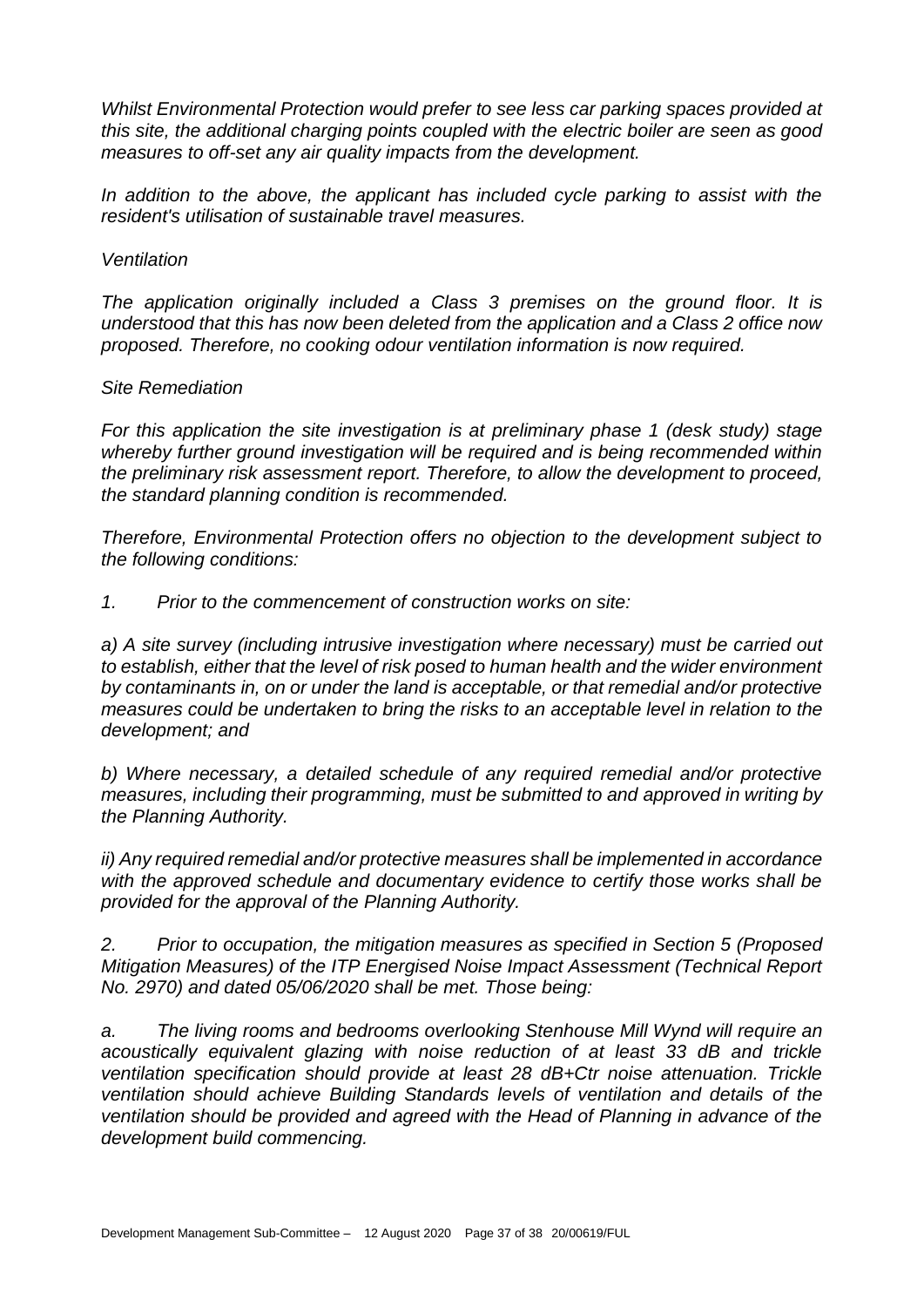*Whilst Environmental Protection would prefer to see less car parking spaces provided at this site, the additional charging points coupled with the electric boiler are seen as good measures to off-set any air quality impacts from the development.*

*In addition to the above, the applicant has included cycle parking to assist with the resident's utilisation of sustainable travel measures.*

*Ventilation*

*The application originally included a Class 3 premises on the ground floor. It is understood that this has now been deleted from the application and a Class 2 office now proposed. Therefore, no cooking odour ventilation information is now required.*

*Site Remediation*

*For this application the site investigation is at preliminary phase 1 (desk study) stage whereby further ground investigation will be required and is being recommended within the preliminary risk assessment report. Therefore, to allow the development to proceed, the standard planning condition is recommended.*

*Therefore, Environmental Protection offers no objection to the development subject to the following conditions:*

*1. Prior to the commencement of construction works on site:*

*a) A site survey (including intrusive investigation where necessary) must be carried out to establish, either that the level of risk posed to human health and the wider environment by contaminants in, on or under the land is acceptable, or that remedial and/or protective measures could be undertaken to bring the risks to an acceptable level in relation to the development; and*

*b) Where necessary, a detailed schedule of any required remedial and/or protective measures, including their programming, must be submitted to and approved in writing by the Planning Authority.*

*ii) Any required remedial and/or protective measures shall be implemented in accordance with the approved schedule and documentary evidence to certify those works shall be provided for the approval of the Planning Authority.*

*2. Prior to occupation, the mitigation measures as specified in Section 5 (Proposed Mitigation Measures) of the ITP Energised Noise Impact Assessment (Technical Report No. 2970) and dated 05/06/2020 shall be met. Those being:*

*a. The living rooms and bedrooms overlooking Stenhouse Mill Wynd will require an acoustically equivalent glazing with noise reduction of at least 33 dB and trickle ventilation specification should provide at least 28 dB+Ctr noise attenuation. Trickle ventilation should achieve Building Standards levels of ventilation and details of the ventilation should be provided and agreed with the Head of Planning in advance of the development build commencing.*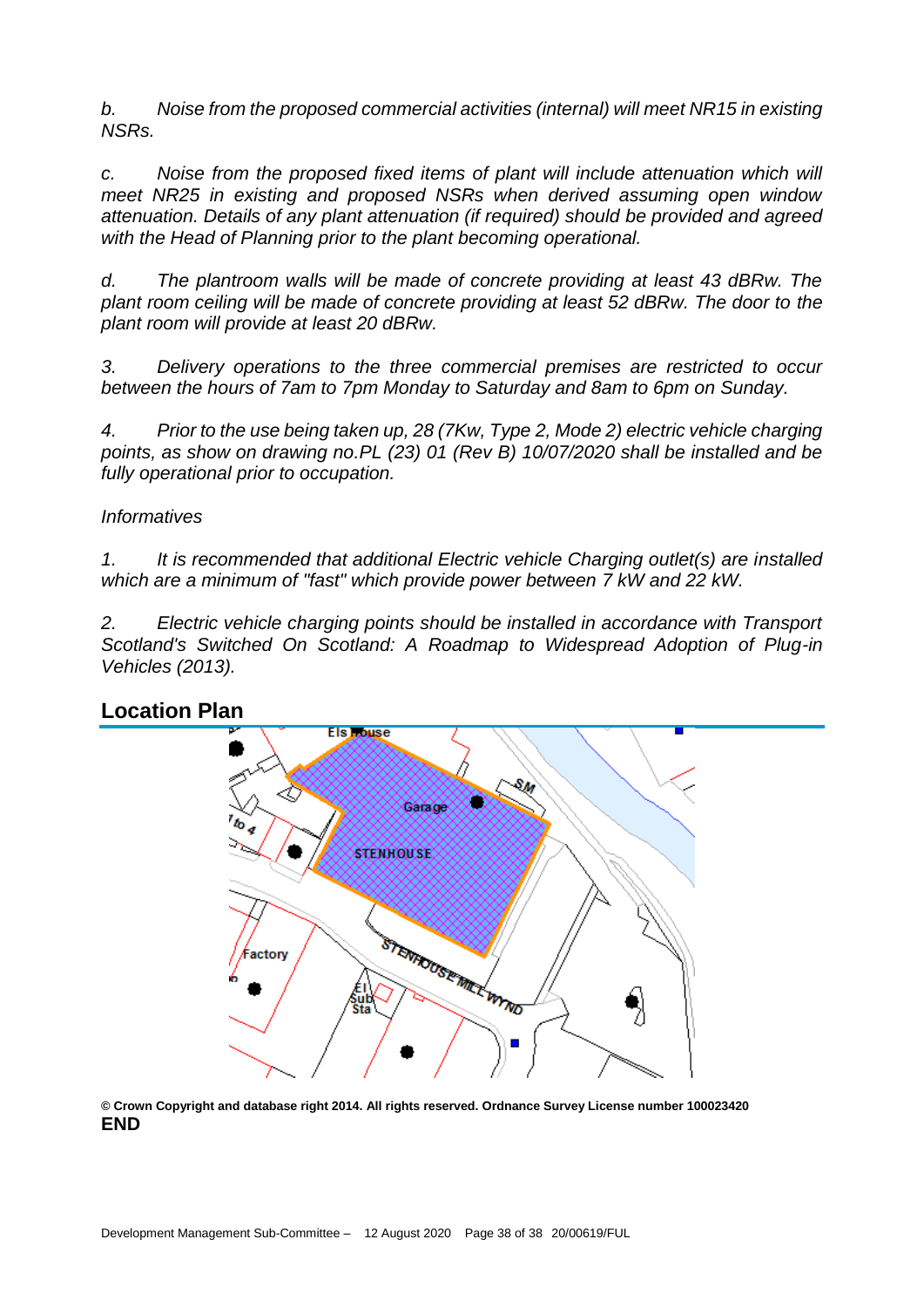*b. Noise from the proposed commercial activities (internal) will meet NR15 in existing NSRs.*

*c. Noise from the proposed fixed items of plant will include attenuation which will meet NR25 in existing and proposed NSRs when derived assuming open window attenuation. Details of any plant attenuation (if required) should be provided and agreed with the Head of Planning prior to the plant becoming operational.*

*d. The plantroom walls will be made of concrete providing at least 43 dBRw. The plant room ceiling will be made of concrete providing at least 52 dBRw. The door to the plant room will provide at least 20 dBRw.*

*3. Delivery operations to the three commercial premises are restricted to occur between the hours of 7am to 7pm Monday to Saturday and 8am to 6pm on Sunday.*

*4. Prior to the use being taken up, 28 (7Kw, Type 2, Mode 2) electric vehicle charging points, as show on drawing no.PL (23) 01 (Rev B) 10/07/2020 shall be installed and be fully operational prior to occupation.*

*Informatives*

*1. It is recommended that additional Electric vehicle Charging outlet(s) are installed which are a minimum of "fast" which provide power between 7 kW and 22 kW.*

*2. Electric vehicle charging points should be installed in accordance with Transport Scotland's Switched On Scotland: A Roadmap to Widespread Adoption of Plug-in Vehicles (2013).*

## Location Plan

Els House
Garage
STENHOUSE
SM
1 to 4
Factory
El Sub Sta
STENHOUSE MILL WYND

**© Crown Copyright and database right 2014. All rights reserved. Ordnance Survey License number 100023420**

**END**